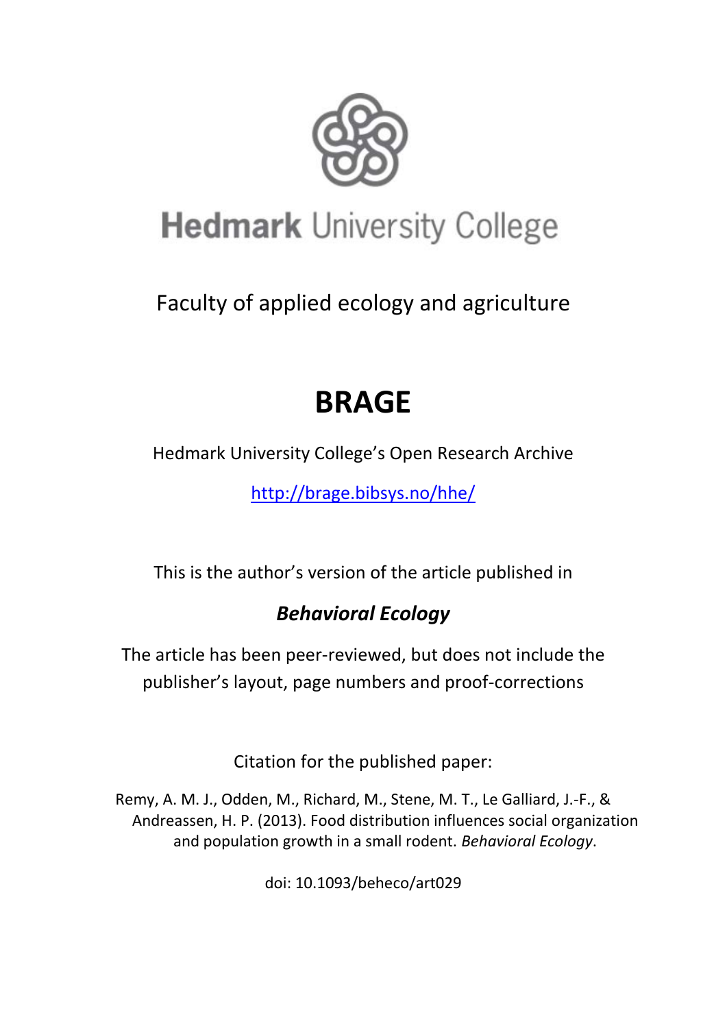# Hedmark University College

Faculty of applied ecology and agriculture

# BRAGE

Hedmark University College's Open Research Archive

http://brage.bibsys.no/hhe/

This is the author's version of the article published in

***Behavioral Ecology***

The article has been peer-reviewed, but does not include the publisher's layout, page numbers and proof-corrections

Citation for the published paper:

Remy, A. M. J., Odden, M., Richard, M., Stene, M. T., Le Galliard, J.-F., & Andreassen, H. P. (2013). Food distribution influences social organization and population growth in a small rodent. *Behavioral Ecology*.

doi: 10.1093/beheco/art029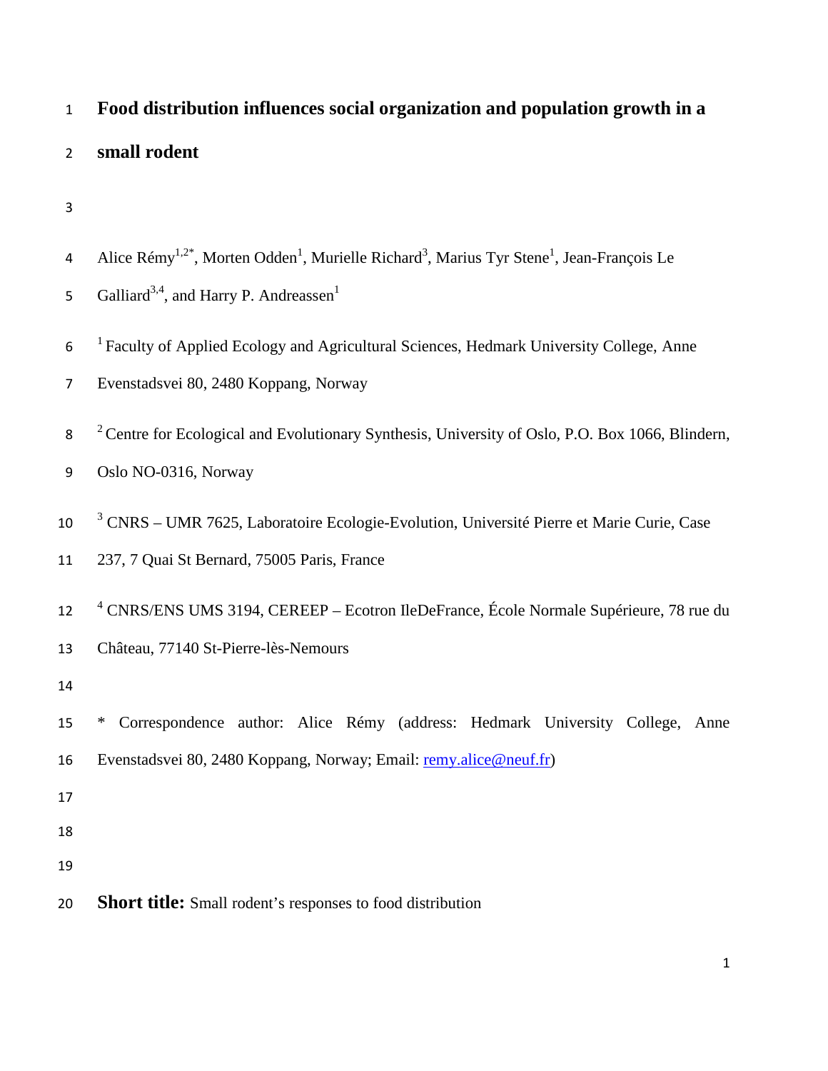# Food distribution influences social organization and population growth in a small rodent

Alice Rémy[1,2*], Morten Odden[1], Murielle Richard[3], Marius Tyr Stene[1], Jean-François Le Galliard[3,4], and Harry P. Andreassen[1]

[1] Faculty of Applied Ecology and Agricultural Sciences, Hedmark University College, Anne Evenstadsvei 80, 2480 Koppang, Norway

[2] Centre for Ecological and Evolutionary Synthesis, University of Oslo, P.O. Box 1066, Blindern, Oslo NO-0316, Norway

[3] CNRS – UMR 7625, Laboratoire Ecologie-Evolution, Université Pierre et Marie Curie, Case 237, 7 Quai St Bernard, 75005 Paris, France

[4] CNRS/ENS UMS 3194, CEREEP – Ecotron IleDeFrance, École Normale Supérieure, 78 rue du Château, 77140 St-Pierre-lès-Nemours

* Correspondence author: Alice Rémy (address: Hedmark University College, Anne Evenstadsvei 80, 2480 Koppang, Norway; Email: remy.alice@neuf.fr)

**Short title:** Small rodent's responses to food distribution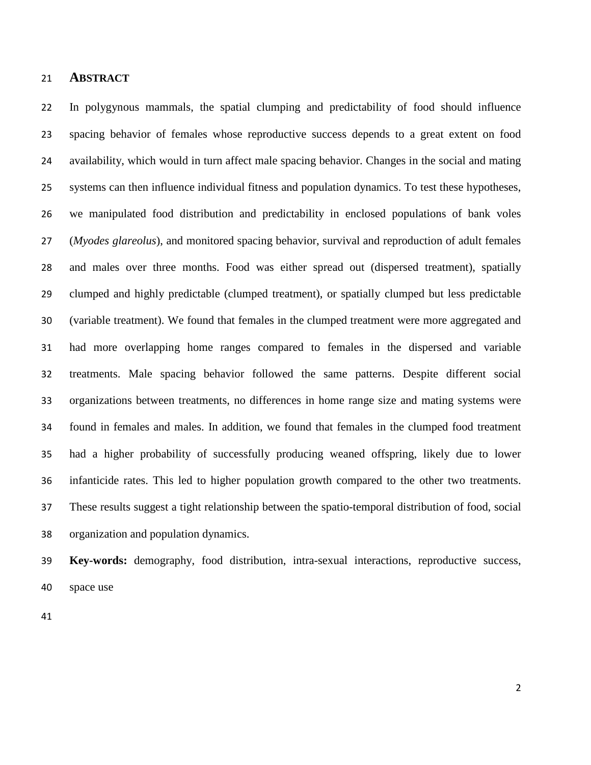## ABSTRACT

In polygynous mammals, the spatial clumping and predictability of food should influence spacing behavior of females whose reproductive success depends to a great extent on food availability, which would in turn affect male spacing behavior. Changes in the social and mating systems can then influence individual fitness and population dynamics. To test these hypotheses, we manipulated food distribution and predictability in enclosed populations of bank voles (*Myodes glareolus*), and monitored spacing behavior, survival and reproduction of adult females and males over three months. Food was either spread out (dispersed treatment), spatially clumped and highly predictable (clumped treatment), or spatially clumped but less predictable (variable treatment). We found that females in the clumped treatment were more aggregated and had more overlapping home ranges compared to females in the dispersed and variable treatments. Male spacing behavior followed the same patterns. Despite different social organizations between treatments, no differences in home range size and mating systems were found in females and males. In addition, we found that females in the clumped food treatment had a higher probability of successfully producing weaned offspring, likely due to lower infanticide rates. This led to higher population growth compared to the other two treatments. These results suggest a tight relationship between the spatio-temporal distribution of food, social organization and population dynamics.

**Key-words:** demography, food distribution, intra-sexual interactions, reproductive success, space use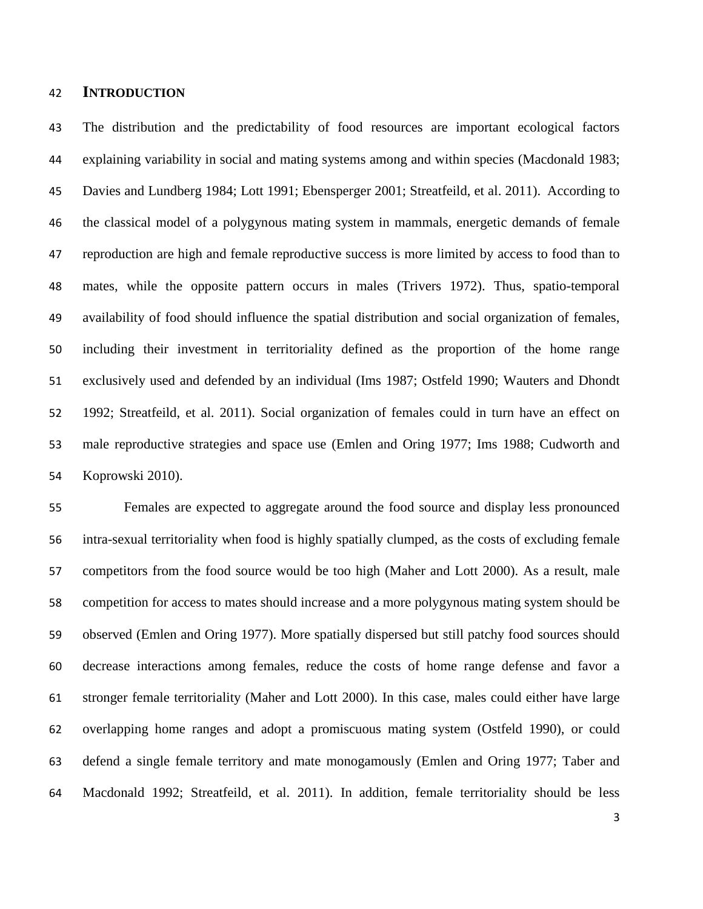## INTRODUCTION

The distribution and the predictability of food resources are important ecological factors explaining variability in social and mating systems among and within species (Macdonald 1983; Davies and Lundberg 1984; Lott 1991; Ebensperger 2001; Streatfeild, et al. 2011). According to the classical model of a polygynous mating system in mammals, energetic demands of female reproduction are high and female reproductive success is more limited by access to food than to mates, while the opposite pattern occurs in males (Trivers 1972). Thus, spatio-temporal availability of food should influence the spatial distribution and social organization of females, including their investment in territoriality defined as the proportion of the home range exclusively used and defended by an individual (Ims 1987; Ostfeld 1990; Wauters and Dhondt 1992; Streatfeild, et al. 2011). Social organization of females could in turn have an effect on male reproductive strategies and space use (Emlen and Oring 1977; Ims 1988; Cudworth and Koprowski 2010).

Females are expected to aggregate around the food source and display less pronounced intra-sexual territoriality when food is highly spatially clumped, as the costs of excluding female competitors from the food source would be too high (Maher and Lott 2000). As a result, male competition for access to mates should increase and a more polygynous mating system should be observed (Emlen and Oring 1977). More spatially dispersed but still patchy food sources should decrease interactions among females, reduce the costs of home range defense and favor a stronger female territoriality (Maher and Lott 2000). In this case, males could either have large overlapping home ranges and adopt a promiscuous mating system (Ostfeld 1990), or could defend a single female territory and mate monogamously (Emlen and Oring 1977; Taber and Macdonald 1992; Streatfeild, et al. 2011). In addition, female territoriality should be less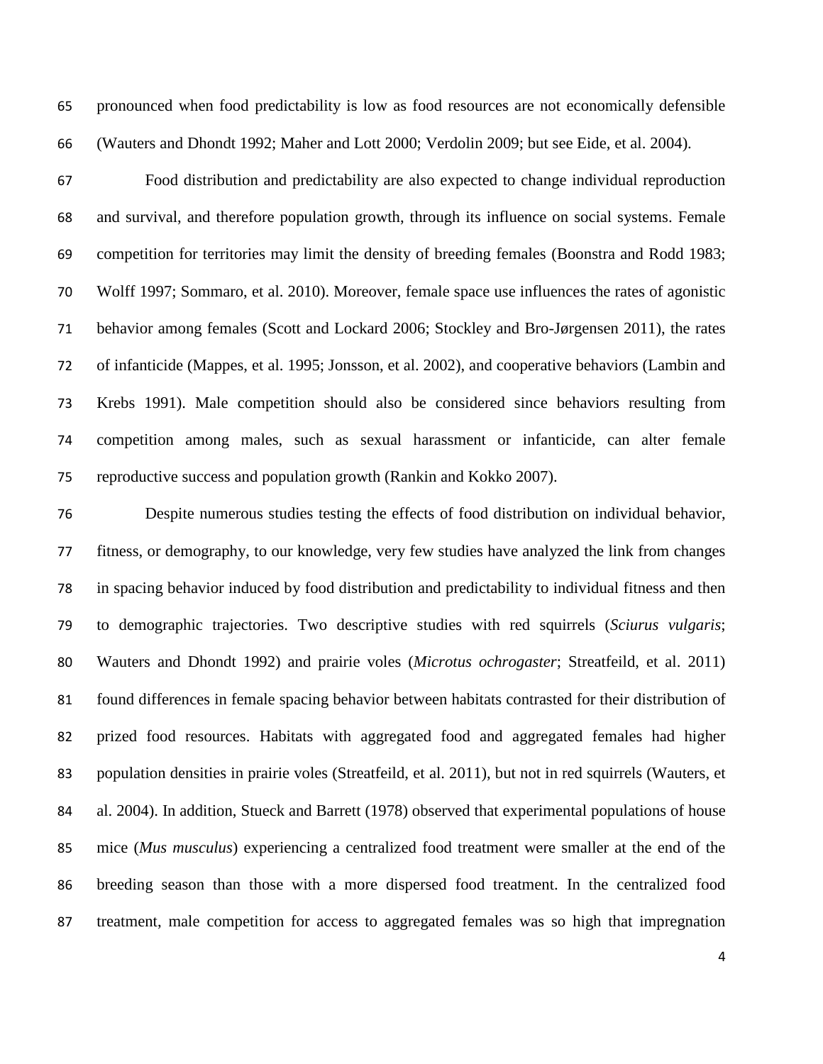pronounced when food predictability is low as food resources are not economically defensible (Wauters and Dhondt 1992; Maher and Lott 2000; Verdolin 2009; but see Eide, et al. 2004).

Food distribution and predictability are also expected to change individual reproduction and survival, and therefore population growth, through its influence on social systems. Female competition for territories may limit the density of breeding females (Boonstra and Rodd 1983; Wolff 1997; Sommaro, et al. 2010). Moreover, female space use influences the rates of agonistic behavior among females (Scott and Lockard 2006; Stockley and Bro-Jørgensen 2011), the rates of infanticide (Mappes, et al. 1995; Jonsson, et al. 2002), and cooperative behaviors (Lambin and Krebs 1991). Male competition should also be considered since behaviors resulting from competition among males, such as sexual harassment or infanticide, can alter female reproductive success and population growth (Rankin and Kokko 2007).

Despite numerous studies testing the effects of food distribution on individual behavior, fitness, or demography, to our knowledge, very few studies have analyzed the link from changes in spacing behavior induced by food distribution and predictability to individual fitness and then to demographic trajectories. Two descriptive studies with red squirrels (*Sciurus vulgaris*; Wauters and Dhondt 1992) and prairie voles (*Microtus ochrogaster*; Streatfeild, et al. 2011) found differences in female spacing behavior between habitats contrasted for their distribution of prized food resources. Habitats with aggregated food and aggregated females had higher population densities in prairie voles (Streatfeild, et al. 2011), but not in red squirrels (Wauters, et al. 2004). In addition, Stueck and Barrett (1978) observed that experimental populations of house mice (*Mus musculus*) experiencing a centralized food treatment were smaller at the end of the breeding season than those with a more dispersed food treatment. In the centralized food treatment, male competition for access to aggregated females was so high that impregnation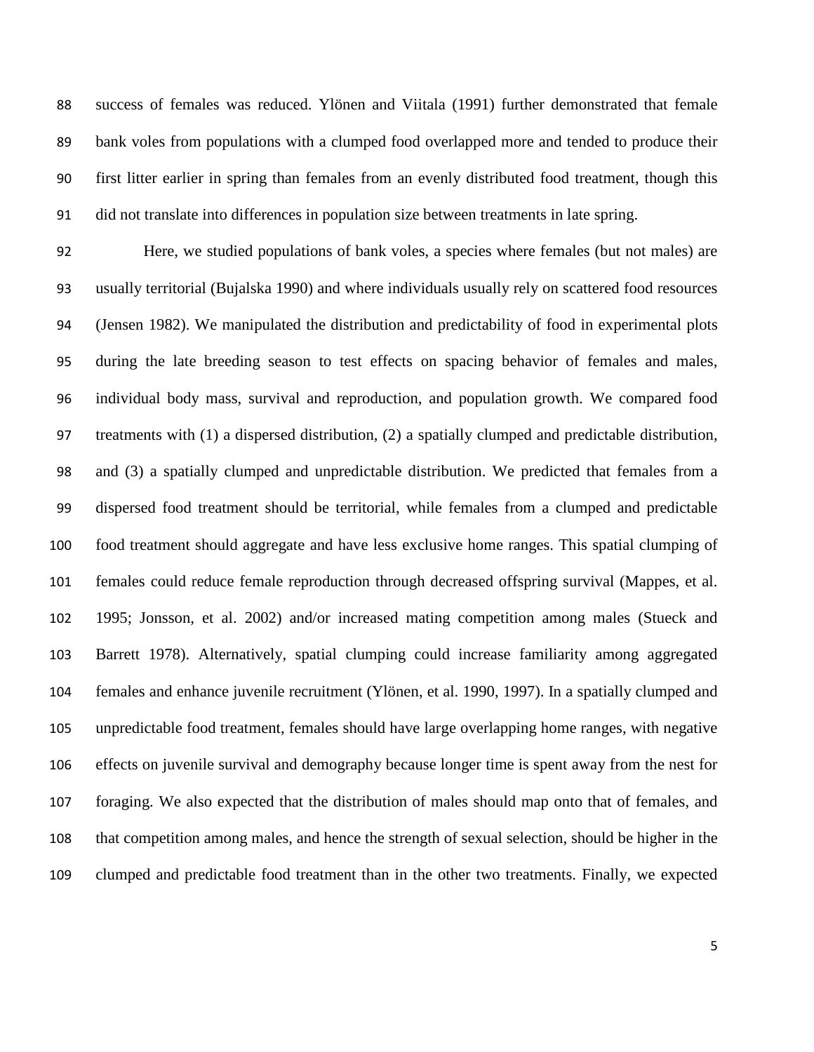success of females was reduced. Ylönen and Viitala (1991) further demonstrated that female bank voles from populations with a clumped food overlapped more and tended to produce their first litter earlier in spring than females from an evenly distributed food treatment, though this did not translate into differences in population size between treatments in late spring.

Here, we studied populations of bank voles, a species where females (but not males) are usually territorial (Bujalska 1990) and where individuals usually rely on scattered food resources (Jensen 1982). We manipulated the distribution and predictability of food in experimental plots during the late breeding season to test effects on spacing behavior of females and males, individual body mass, survival and reproduction, and population growth. We compared food treatments with (1) a dispersed distribution, (2) a spatially clumped and predictable distribution, and (3) a spatially clumped and unpredictable distribution. We predicted that females from a dispersed food treatment should be territorial, while females from a clumped and predictable food treatment should aggregate and have less exclusive home ranges. This spatial clumping of females could reduce female reproduction through decreased offspring survival (Mappes, et al. 1995; Jonsson, et al. 2002) and/or increased mating competition among males (Stueck and Barrett 1978). Alternatively, spatial clumping could increase familiarity among aggregated females and enhance juvenile recruitment (Ylönen, et al. 1990, 1997). In a spatially clumped and unpredictable food treatment, females should have large overlapping home ranges, with negative effects on juvenile survival and demography because longer time is spent away from the nest for foraging. We also expected that the distribution of males should map onto that of females, and that competition among males, and hence the strength of sexual selection, should be higher in the clumped and predictable food treatment than in the other two treatments. Finally, we expected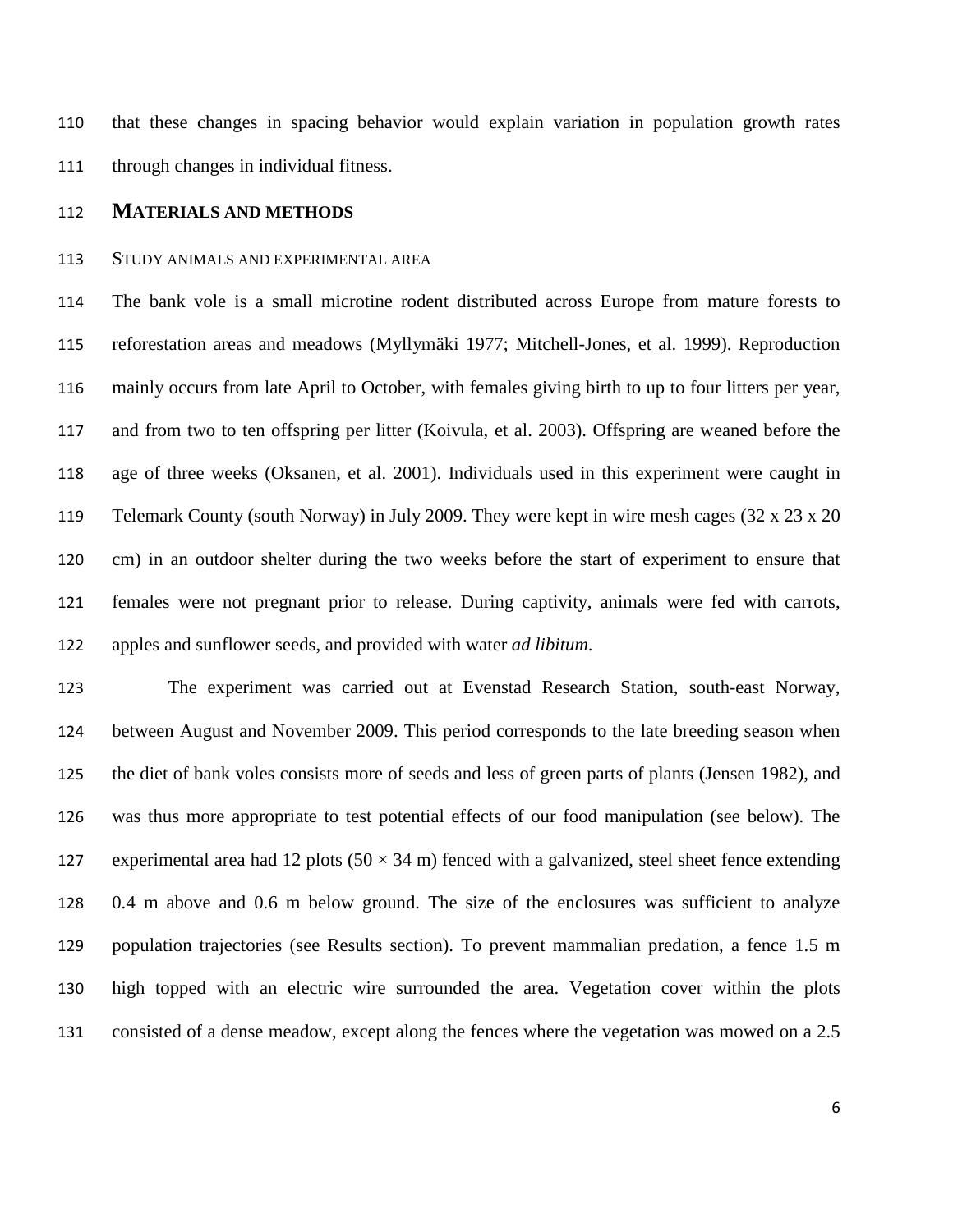that these changes in spacing behavior would explain variation in population growth rates through changes in individual fitness.

## MATERIALS AND METHODS

### STUDY ANIMALS AND EXPERIMENTAL AREA

The bank vole is a small microtine rodent distributed across Europe from mature forests to reforestation areas and meadows (Myllymäki 1977; Mitchell-Jones, et al. 1999). Reproduction mainly occurs from late April to October, with females giving birth to up to four litters per year, and from two to ten offspring per litter (Koivula, et al. 2003). Offspring are weaned before the age of three weeks (Oksanen, et al. 2001). Individuals used in this experiment were caught in Telemark County (south Norway) in July 2009. They were kept in wire mesh cages (32 x 23 x 20 cm) in an outdoor shelter during the two weeks before the start of experiment to ensure that females were not pregnant prior to release. During captivity, animals were fed with carrots, apples and sunflower seeds, and provided with water *ad libitum*.

The experiment was carried out at Evenstad Research Station, south-east Norway, between August and November 2009. This period corresponds to the late breeding season when the diet of bank voles consists more of seeds and less of green parts of plants (Jensen 1982), and was thus more appropriate to test potential effects of our food manipulation (see below). The experimental area had 12 plots ($50 \times 34$ m) fenced with a galvanized, steel sheet fence extending 0.4 m above and 0.6 m below ground. The size of the enclosures was sufficient to analyze population trajectories (see Results section). To prevent mammalian predation, a fence 1.5 m high topped with an electric wire surrounded the area. Vegetation cover within the plots consisted of a dense meadow, except along the fences where the vegetation was mowed on a 2.5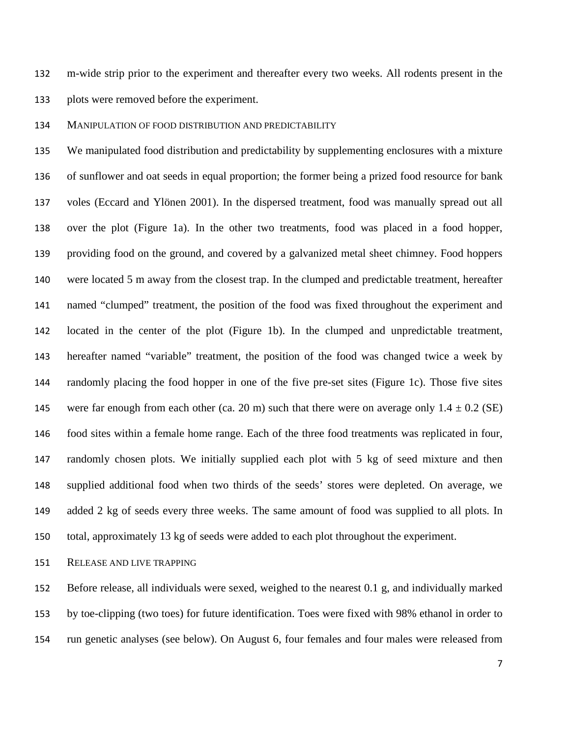m-wide strip prior to the experiment and thereafter every two weeks. All rodents present in the plots were removed before the experiment.

### MANIPULATION OF FOOD DISTRIBUTION AND PREDICTABILITY

We manipulated food distribution and predictability by supplementing enclosures with a mixture of sunflower and oat seeds in equal proportion; the former being a prized food resource for bank voles (Eccard and Ylönen 2001). In the dispersed treatment, food was manually spread out all over the plot (Figure 1a). In the other two treatments, food was placed in a food hopper, providing food on the ground, and covered by a galvanized metal sheet chimney. Food hoppers were located 5 m away from the closest trap. In the clumped and predictable treatment, hereafter named "clumped" treatment, the position of the food was fixed throughout the experiment and located in the center of the plot (Figure 1b). In the clumped and unpredictable treatment, hereafter named "variable" treatment, the position of the food was changed twice a week by randomly placing the food hopper in one of the five pre-set sites (Figure 1c). Those five sites were far enough from each other (ca. 20 m) such that there were on average only $1.4 \pm 0.2$ (SE) food sites within a female home range. Each of the three food treatments was replicated in four, randomly chosen plots. We initially supplied each plot with 5 kg of seed mixture and then supplied additional food when two thirds of the seeds' stores were depleted. On average, we added 2 kg of seeds every three weeks. The same amount of food was supplied to all plots. In total, approximately 13 kg of seeds were added to each plot throughout the experiment.

### RELEASE AND LIVE TRAPPING

Before release, all individuals were sexed, weighed to the nearest 0.1 g, and individually marked by toe-clipping (two toes) for future identification. Toes were fixed with 98% ethanol in order to run genetic analyses (see below). On August 6, four females and four males were released from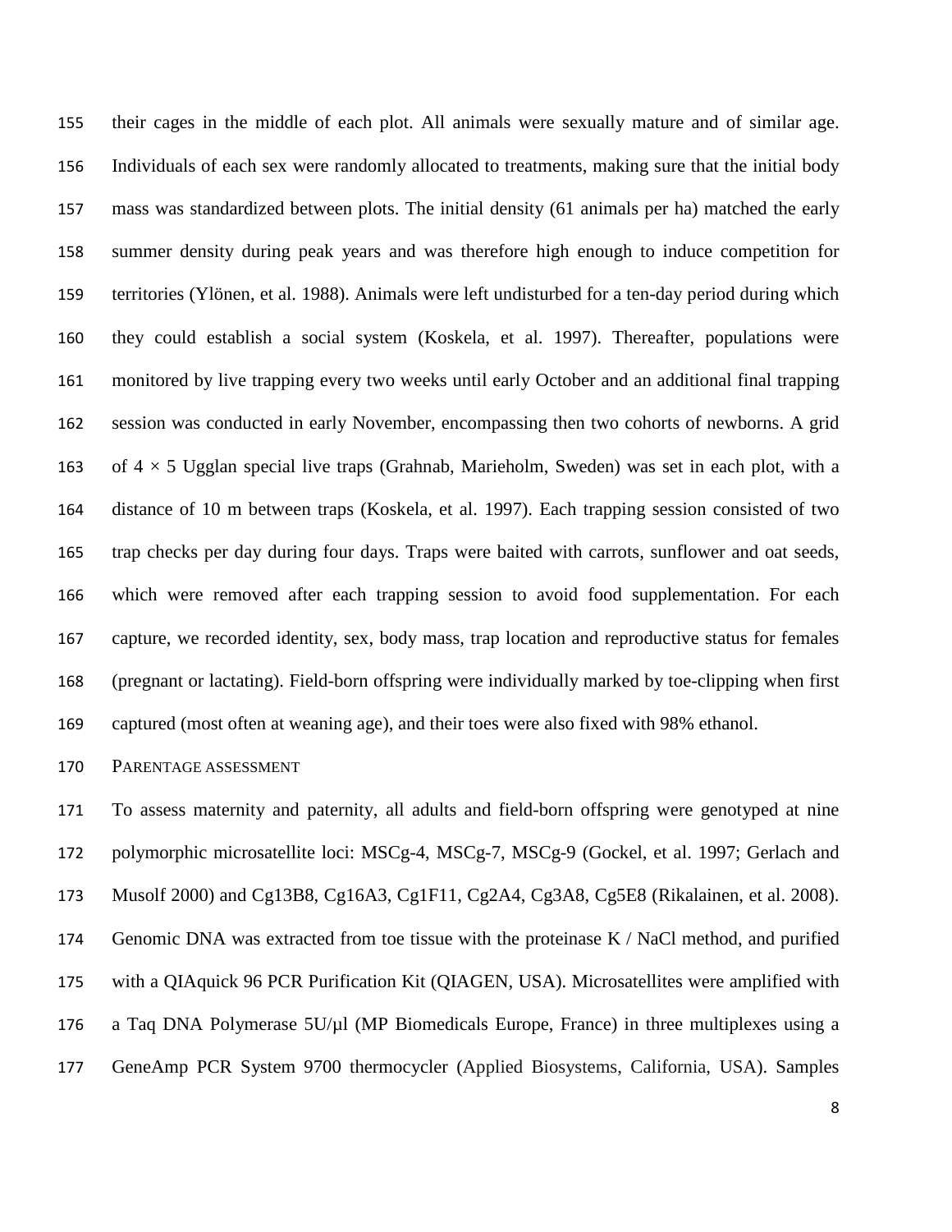their cages in the middle of each plot. All animals were sexually mature and of similar age. Individuals of each sex were randomly allocated to treatments, making sure that the initial body mass was standardized between plots. The initial density (61 animals per ha) matched the early summer density during peak years and was therefore high enough to induce competition for territories (Ylönen, et al. 1988). Animals were left undisturbed for a ten-day period during which they could establish a social system (Koskela, et al. 1997). Thereafter, populations were monitored by live trapping every two weeks until early October and an additional final trapping session was conducted in early November, encompassing then two cohorts of newborns. A grid of $4 \times 5$ Ugglan special live traps (Grahnab, Marieholm, Sweden) was set in each plot, with a distance of 10 m between traps (Koskela, et al. 1997). Each trapping session consisted of two trap checks per day during four days. Traps were baited with carrots, sunflower and oat seeds, which were removed after each trapping session to avoid food supplementation. For each capture, we recorded identity, sex, body mass, trap location and reproductive status for females (pregnant or lactating). Field-born offspring were individually marked by toe-clipping when first captured (most often at weaning age), and their toes were also fixed with 98% ethanol.

### PARENTAGE ASSESSMENT

To assess maternity and paternity, all adults and field-born offspring were genotyped at nine polymorphic microsatellite loci: MSCg-4, MSCg-7, MSCg-9 (Gockel, et al. 1997; Gerlach and Musolf 2000) and Cg13B8, Cg16A3, Cg1F11, Cg2A4, Cg3A8, Cg5E8 (Rikalainen, et al. 2008). Genomic DNA was extracted from toe tissue with the proteinase K / NaCl method, and purified with a QIAquick 96 PCR Purification Kit (QIAGEN, USA). Microsatellites were amplified with a Taq DNA Polymerase 5U/µl (MP Biomedicals Europe, France) in three multiplexes using a GeneAmp PCR System 9700 thermocycler (Applied Biosystems, California, USA). Samples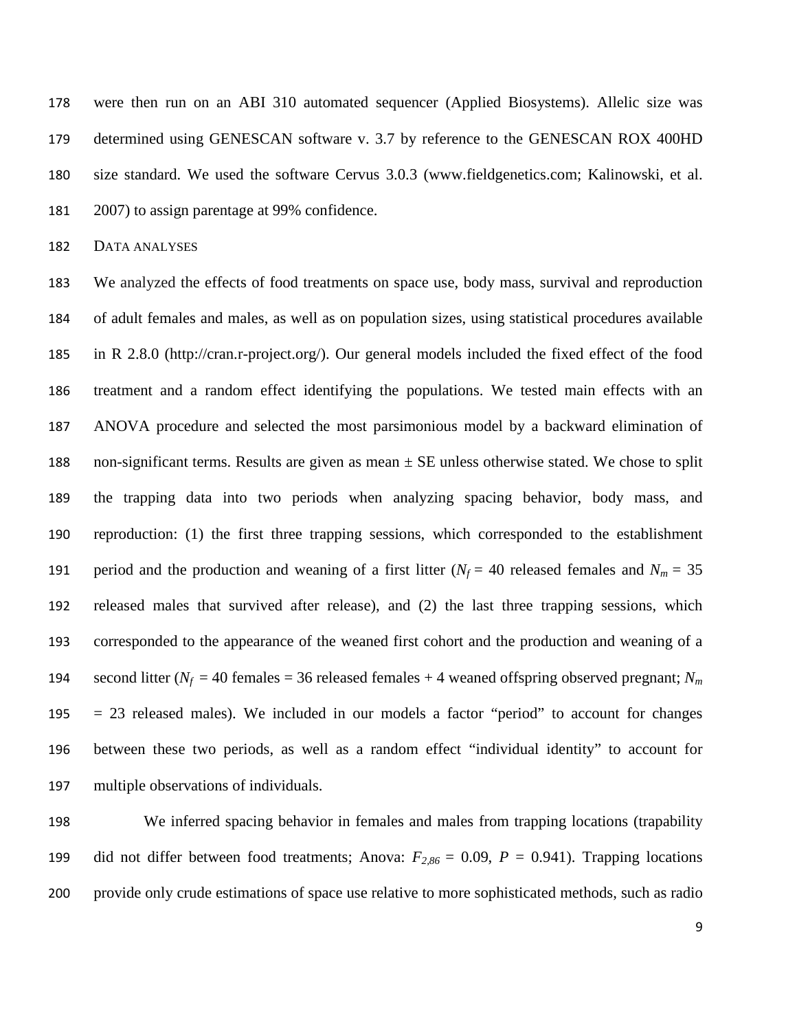were then run on an ABI 310 automated sequencer (Applied Biosystems). Allelic size was determined using GENESCAN software v. 3.7 by reference to the GENESCAN ROX 400HD size standard. We used the software Cervus 3.0.3 (www.fieldgenetics.com; Kalinowski, et al. 2007) to assign parentage at 99% confidence.

### DATA ANALYSES

We analyzed the effects of food treatments on space use, body mass, survival and reproduction of adult females and males, as well as on population sizes, using statistical procedures available in R 2.8.0 (http://cran.r-project.org/). Our general models included the fixed effect of the food treatment and a random effect identifying the populations. We tested main effects with an ANOVA procedure and selected the most parsimonious model by a backward elimination of non-significant terms. Results are given as mean ± SE unless otherwise stated. We chose to split the trapping data into two periods when analyzing spacing behavior, body mass, and reproduction: (1) the first three trapping sessions, which corresponded to the establishment period and the production and weaning of a first litter ($N_f$ = 40 released females and $N_m$ = 35 released males that survived after release), and (2) the last three trapping sessions, which corresponded to the appearance of the weaned first cohort and the production and weaning of a second litter ($N_f$ = 40 females = 36 released females + 4 weaned offspring observed pregnant; $N_m$ = 23 released males). We included in our models a factor "period" to account for changes between these two periods, as well as a random effect "individual identity" to account for multiple observations of individuals.

We inferred spacing behavior in females and males from trapping locations (trapability did not differ between food treatments; Anova: $F_{2,86}$ = 0.09, $P$ = 0.941). Trapping locations provide only crude estimations of space use relative to more sophisticated methods, such as radio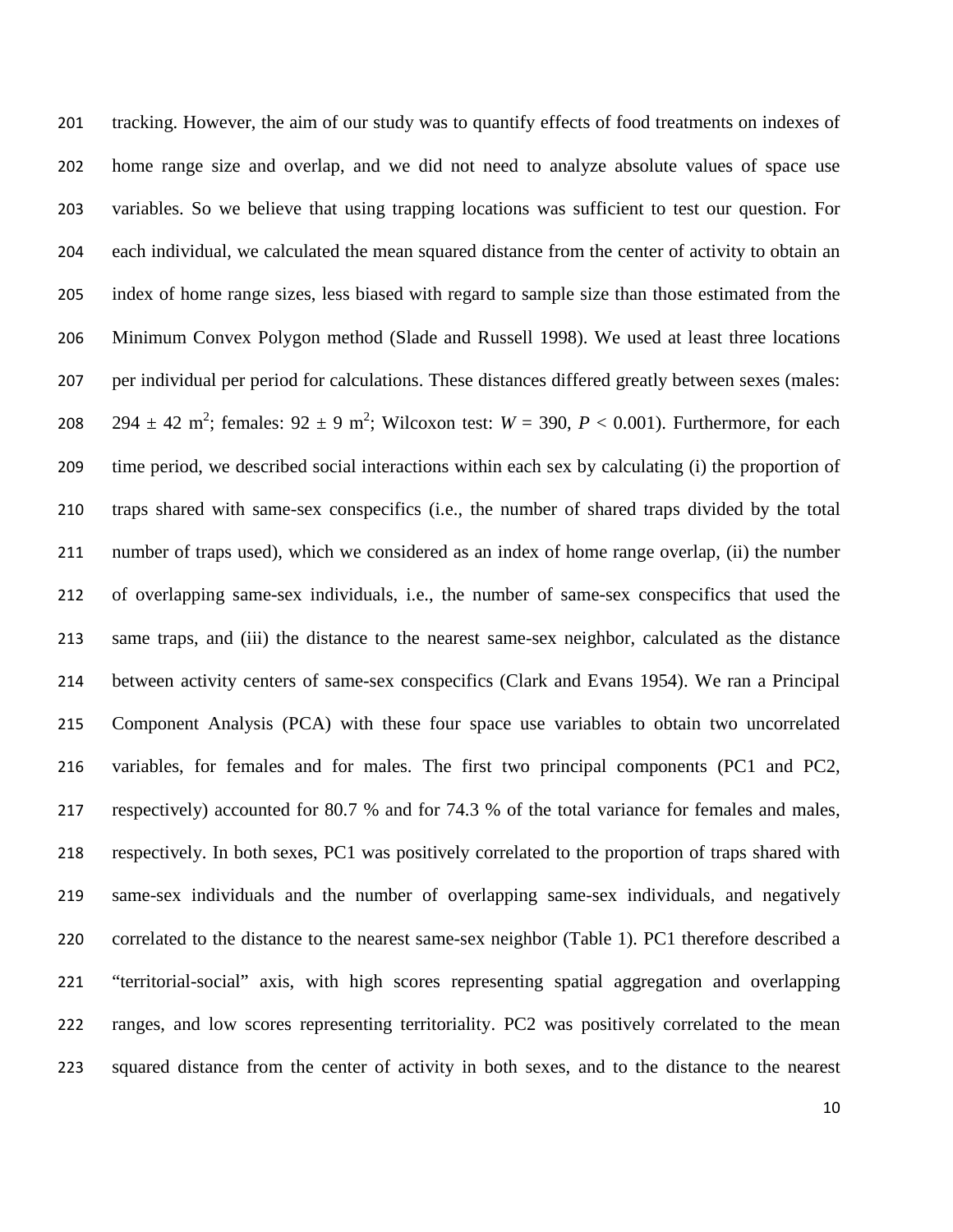tracking. However, the aim of our study was to quantify effects of food treatments on indexes of home range size and overlap, and we did not need to analyze absolute values of space use variables. So we believe that using trapping locations was sufficient to test our question. For each individual, we calculated the mean squared distance from the center of activity to obtain an index of home range sizes, less biased with regard to sample size than those estimated from the Minimum Convex Polygon method (Slade and Russell 1998). We used at least three locations per individual per period for calculations. These distances differed greatly between sexes (males: $294 \pm 42$ m$^2$; females: $92 \pm 9$ m$^2$; Wilcoxon test: $W = 390$, $P < 0.001$). Furthermore, for each time period, we described social interactions within each sex by calculating (i) the proportion of traps shared with same-sex conspecifics (i.e., the number of shared traps divided by the total number of traps used), which we considered as an index of home range overlap, (ii) the number of overlapping same-sex individuals, i.e., the number of same-sex conspecifics that used the same traps, and (iii) the distance to the nearest same-sex neighbor, calculated as the distance between activity centers of same-sex conspecifics (Clark and Evans 1954). We ran a Principal Component Analysis (PCA) with these four space use variables to obtain two uncorrelated variables, for females and for males. The first two principal components (PC1 and PC2, respectively) accounted for 80.7 % and for 74.3 % of the total variance for females and males, respectively. In both sexes, PC1 was positively correlated to the proportion of traps shared with same-sex individuals and the number of overlapping same-sex individuals, and negatively correlated to the distance to the nearest same-sex neighbor (Table 1). PC1 therefore described a "territorial-social" axis, with high scores representing spatial aggregation and overlapping ranges, and low scores representing territoriality. PC2 was positively correlated to the mean squared distance from the center of activity in both sexes, and to the distance to the nearest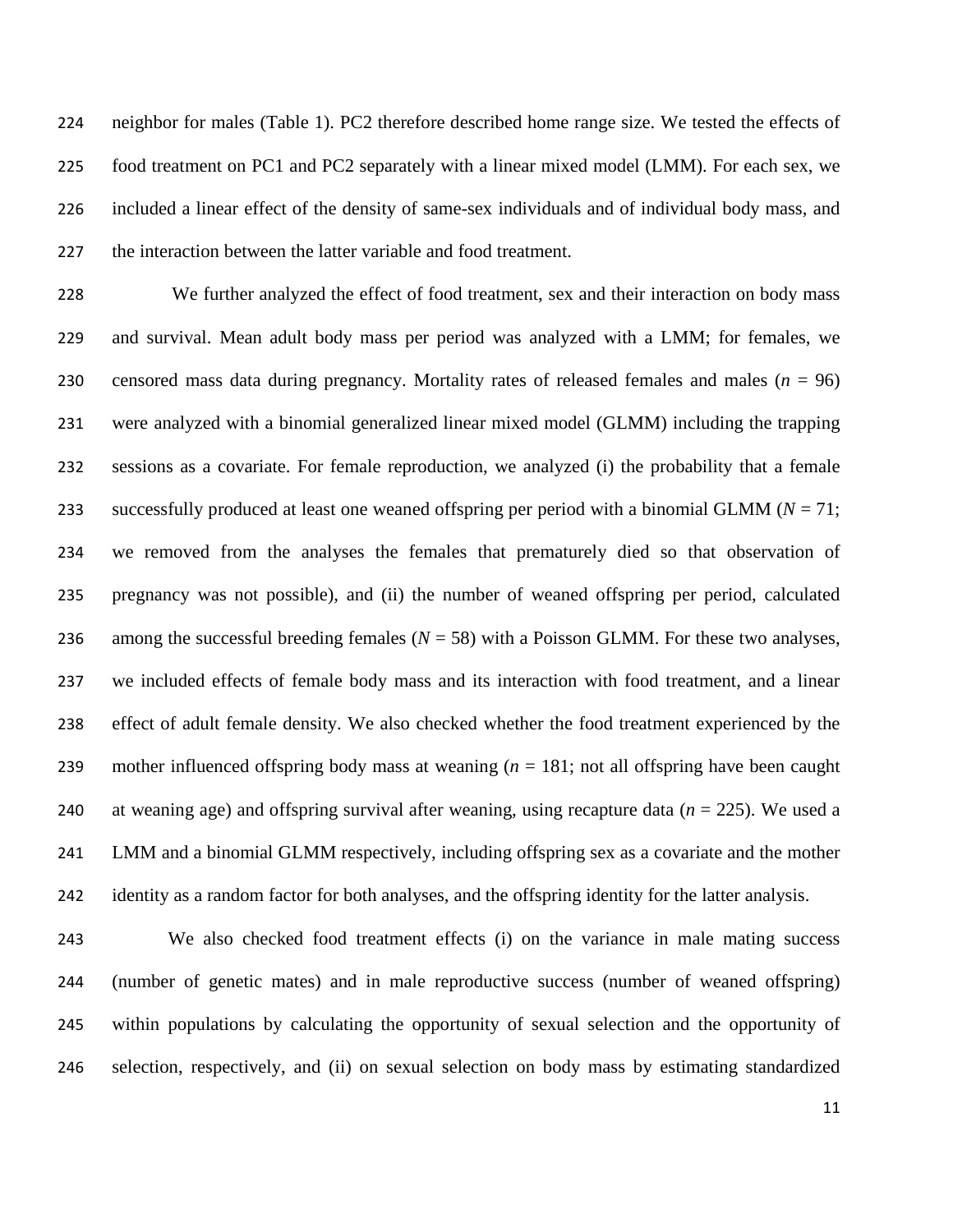neighbor for males (Table 1). PC2 therefore described home range size. We tested the effects of food treatment on PC1 and PC2 separately with a linear mixed model (LMM). For each sex, we included a linear effect of the density of same-sex individuals and of individual body mass, and the interaction between the latter variable and food treatment.

We further analyzed the effect of food treatment, sex and their interaction on body mass and survival. Mean adult body mass per period was analyzed with a LMM; for females, we censored mass data during pregnancy. Mortality rates of released females and males ($n$ = 96) were analyzed with a binomial generalized linear mixed model (GLMM) including the trapping sessions as a covariate. For female reproduction, we analyzed (i) the probability that a female successfully produced at least one weaned offspring per period with a binomial GLMM ($N$ = 71; we removed from the analyses the females that prematurely died so that observation of pregnancy was not possible), and (ii) the number of weaned offspring per period, calculated among the successful breeding females ($N$ = 58) with a Poisson GLMM. For these two analyses, we included effects of female body mass and its interaction with food treatment, and a linear effect of adult female density. We also checked whether the food treatment experienced by the mother influenced offspring body mass at weaning ($n$ = 181; not all offspring have been caught at weaning age) and offspring survival after weaning, using recapture data ($n$ = 225). We used a LMM and a binomial GLMM respectively, including offspring sex as a covariate and the mother identity as a random factor for both analyses, and the offspring identity for the latter analysis.

We also checked food treatment effects (i) on the variance in male mating success (number of genetic mates) and in male reproductive success (number of weaned offspring) within populations by calculating the opportunity of sexual selection and the opportunity of selection, respectively, and (ii) on sexual selection on body mass by estimating standardized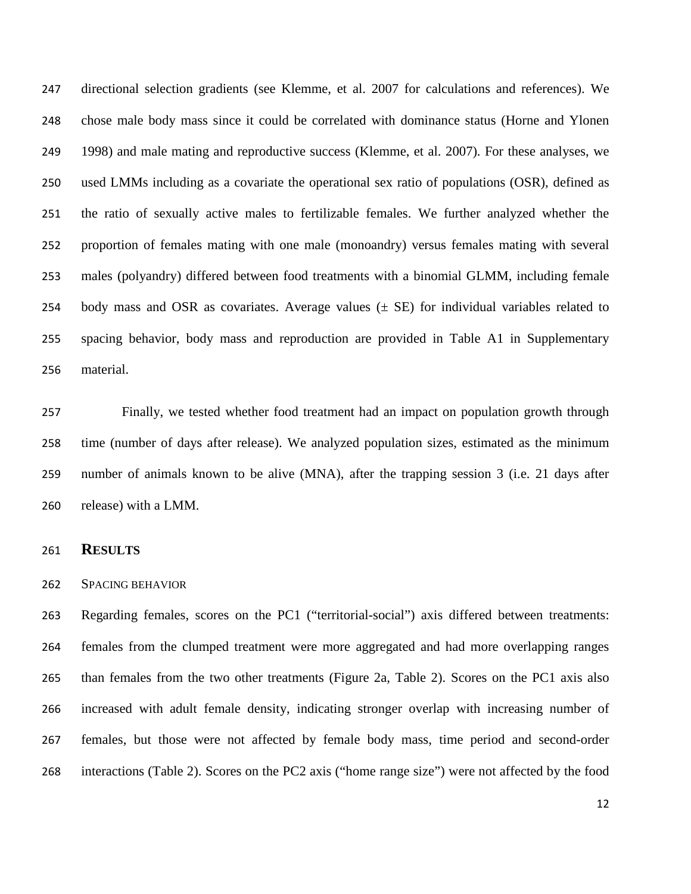directional selection gradients (see Klemme, et al. 2007 for calculations and references). We chose male body mass since it could be correlated with dominance status (Horne and Ylonen 1998) and male mating and reproductive success (Klemme, et al. 2007). For these analyses, we used LMMs including as a covariate the operational sex ratio of populations (OSR), defined as the ratio of sexually active males to fertilizable females. We further analyzed whether the proportion of females mating with one male (monoandry) versus females mating with several males (polyandry) differed between food treatments with a binomial GLMM, including female body mass and OSR as covariates. Average values (± SE) for individual variables related to spacing behavior, body mass and reproduction are provided in Table A1 in Supplementary material.

Finally, we tested whether food treatment had an impact on population growth through time (number of days after release). We analyzed population sizes, estimated as the minimum number of animals known to be alive (MNA), after the trapping session 3 (i.e. 21 days after release) with a LMM.

## RESULTS

### SPACING BEHAVIOR

Regarding females, scores on the PC1 ("territorial-social") axis differed between treatments: females from the clumped treatment were more aggregated and had more overlapping ranges than females from the two other treatments (Figure 2a, Table 2). Scores on the PC1 axis also increased with adult female density, indicating stronger overlap with increasing number of females, but those were not affected by female body mass, time period and second-order interactions (Table 2). Scores on the PC2 axis ("home range size") were not affected by the food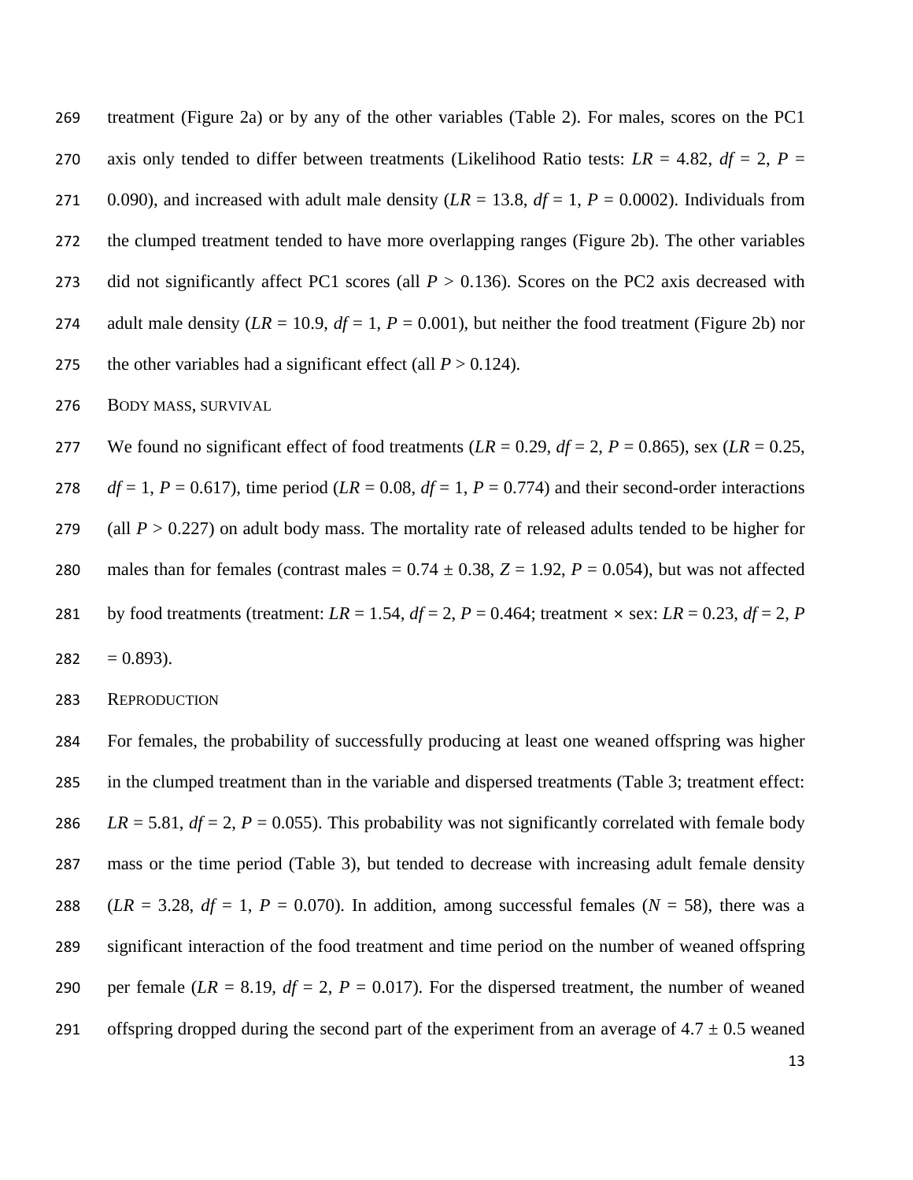treatment (Figure 2a) or by any of the other variables (Table 2). For males, scores on the PC1 axis only tended to differ between treatments (Likelihood Ratio tests: $LR = 4.82$, $df = 2$, $P = 0.090$), and increased with adult male density ($LR = 13.8$, $df = 1$, $P = 0.0002$). Individuals from the clumped treatment tended to have more overlapping ranges (Figure 2b). The other variables did not significantly affect PC1 scores (all $P > 0.136$). Scores on the PC2 axis decreased with adult male density ($LR = 10.9$, $df = 1$, $P = 0.001$), but neither the food treatment (Figure 2b) nor the other variables had a significant effect (all $P > 0.124$).

### Body mass, survival

We found no significant effect of food treatments ($LR = 0.29$, $df = 2$, $P = 0.865$), sex ($LR = 0.25$, $df = 1$, $P = 0.617$), time period ($LR = 0.08$, $df = 1$, $P = 0.774$) and their second-order interactions (all $P > 0.227$) on adult body mass. The mortality rate of released adults tended to be higher for males than for females (contrast males = $0.74 \pm 0.38$, $Z = 1.92$, $P = 0.054$), but was not affected by food treatments (treatment: $LR = 1.54$, $df = 2$, $P = 0.464$; treatment × sex: $LR = 0.23$, $df = 2$, $P = 0.893$).

### Reproduction

For females, the probability of successfully producing at least one weaned offspring was higher in the clumped treatment than in the variable and dispersed treatments (Table 3; treatment effect: $LR = 5.81$, $df = 2$, $P = 0.055$). This probability was not significantly correlated with female body mass or the time period (Table 3), but tended to decrease with increasing adult female density ($LR = 3.28$, $df = 1$, $P = 0.070$). In addition, among successful females ($N = 58$), there was a significant interaction of the food treatment and time period on the number of weaned offspring per female ($LR = 8.19$, $df = 2$, $P = 0.017$). For the dispersed treatment, the number of weaned offspring dropped during the second part of the experiment from an average of $4.7 \pm 0.5$ weaned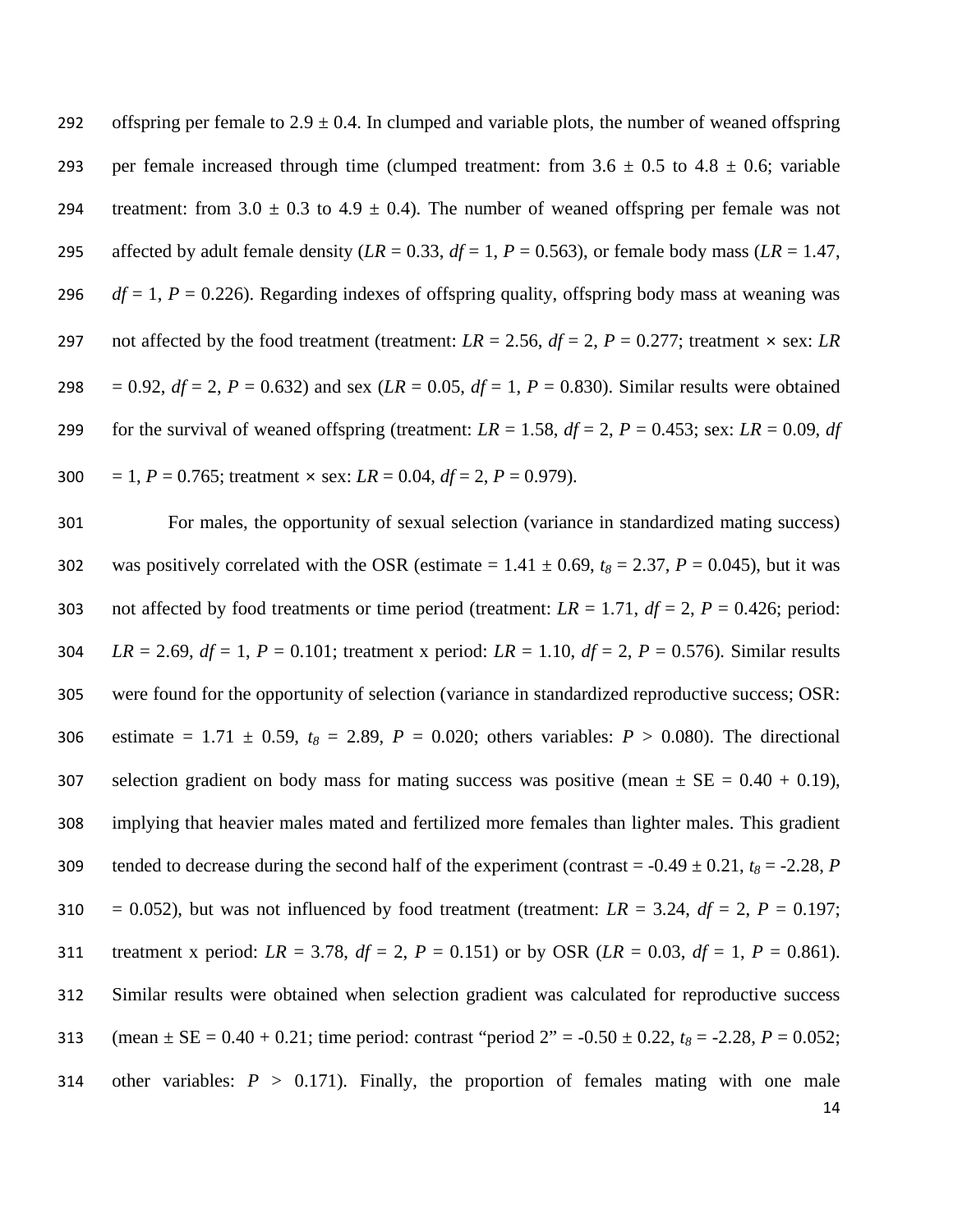offspring per female to 2.9 ± 0.4. In clumped and variable plots, the number of weaned offspring per female increased through time (clumped treatment: from 3.6 ± 0.5 to 4.8 ± 0.6; variable treatment: from 3.0 ± 0.3 to 4.9 ± 0.4). The number of weaned offspring per female was not affected by adult female density ($LR$ = 0.33, $df$ = 1, $P$ = 0.563), or female body mass ($LR$ = 1.47, $df$ = 1, $P$ = 0.226). Regarding indexes of offspring quality, offspring body mass at weaning was not affected by the food treatment (treatment: $LR$ = 2.56, $df$ = 2, $P$ = 0.277; treatment × sex: $LR$ = 0.92, $df$ = 2, $P$ = 0.632) and sex ($LR$ = 0.05, $df$ = 1, $P$ = 0.830). Similar results were obtained for the survival of weaned offspring (treatment: $LR$ = 1.58, $df$ = 2, $P$ = 0.453; sex: $LR$ = 0.09, $df$ = 1, $P$ = 0.765; treatment × sex: $LR$ = 0.04, $df$ = 2, $P$ = 0.979).

For males, the opportunity of sexual selection (variance in standardized mating success) was positively correlated with the OSR (estimate = 1.41 ± 0.69, $t_8$ = 2.37, $P$ = 0.045), but it was not affected by food treatments or time period (treatment: $LR$ = 1.71, $df$ = 2, $P$ = 0.426; period: $LR$ = 2.69, $df$ = 1, $P$ = 0.101; treatment x period: $LR$ = 1.10, $df$ = 2, $P$ = 0.576). Similar results were found for the opportunity of selection (variance in standardized reproductive success; OSR: estimate = 1.71 ± 0.59, $t_8$ = 2.89, $P$ = 0.020; others variables: $P$ > 0.080). The directional selection gradient on body mass for mating success was positive (mean ± SE = 0.40 + 0.19), implying that heavier males mated and fertilized more females than lighter males. This gradient tended to decrease during the second half of the experiment (contrast = -0.49 ± 0.21, $t_8$ = -2.28, $P$ = 0.052), but was not influenced by food treatment (treatment: $LR$ = 3.24, $df$ = 2, $P$ = 0.197; treatment x period: $LR$ = 3.78, $df$ = 2, $P$ = 0.151) or by OSR ($LR$ = 0.03, $df$ = 1, $P$ = 0.861). Similar results were obtained when selection gradient was calculated for reproductive success (mean ± SE = 0.40 + 0.21; time period: contrast "period 2" = -0.50 ± 0.22, $t_8$ = -2.28, $P$ = 0.052; other variables: $P$ > 0.171). Finally, the proportion of females mating with one male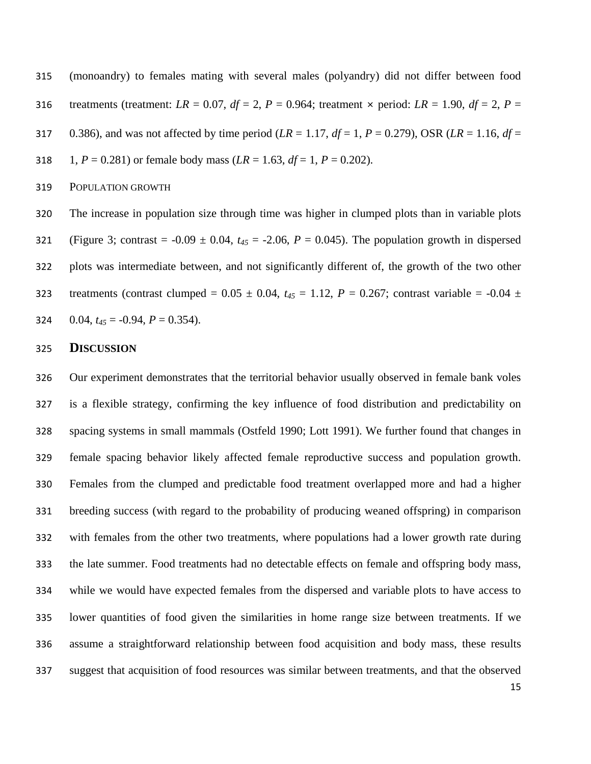(monoandry) to females mating with several males (polyandry) did not differ between food treatments (treatment: $LR = 0.07$, $df = 2$, $P = 0.964$; treatment × period: $LR = 1.90$, $df = 2$, $P = 0.386$), and was not affected by time period ($LR = 1.17$, $df = 1$, $P = 0.279$), OSR ($LR = 1.16$, $df = 1$, $P = 0.281$) or female body mass ($LR = 1.63$, $df = 1$, $P = 0.202$).

### POPULATION GROWTH

The increase in population size through time was higher in clumped plots than in variable plots (Figure 3; contrast = -0.09 ± 0.04, $t_{45} = -2.06$, $P = 0.045$). The population growth in dispersed plots was intermediate between, and not significantly different of, the growth of the two other treatments (contrast clumped = 0.05 ± 0.04, $t_{45} = 1.12$, $P = 0.267$; contrast variable = -0.04 ± 0.04, $t_{45} = -0.94$, $P = 0.354$).

## DISCUSSION

Our experiment demonstrates that the territorial behavior usually observed in female bank voles is a flexible strategy, confirming the key influence of food distribution and predictability on spacing systems in small mammals (Ostfeld 1990; Lott 1991). We further found that changes in female spacing behavior likely affected female reproductive success and population growth. Females from the clumped and predictable food treatment overlapped more and had a higher breeding success (with regard to the probability of producing weaned offspring) in comparison with females from the other two treatments, where populations had a lower growth rate during the late summer. Food treatments had no detectable effects on female and offspring body mass, while we would have expected females from the dispersed and variable plots to have access to lower quantities of food given the similarities in home range size between treatments. If we assume a straightforward relationship between food acquisition and body mass, these results suggest that acquisition of food resources was similar between treatments, and that the observed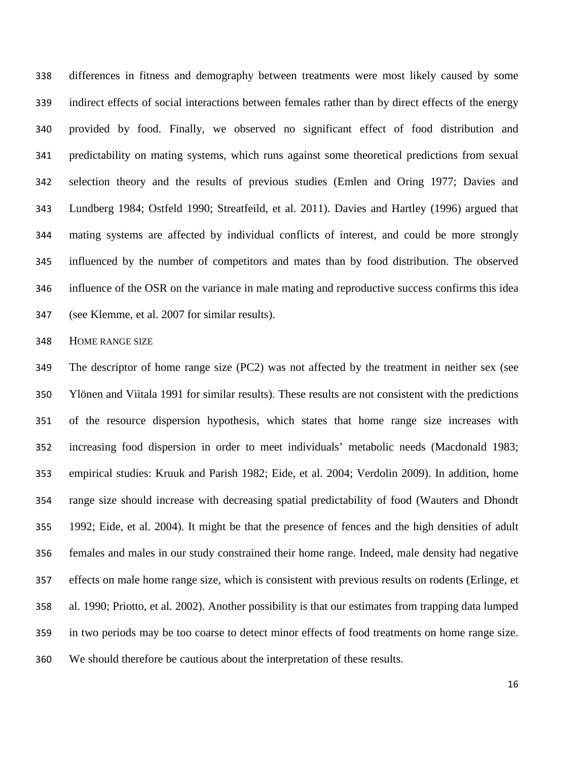differences in fitness and demography between treatments were most likely caused by some indirect effects of social interactions between females rather than by direct effects of the energy provided by food. Finally, we observed no significant effect of food distribution and predictability on mating systems, which runs against some theoretical predictions from sexual selection theory and the results of previous studies (Emlen and Oring 1977; Davies and Lundberg 1984; Ostfeld 1990; Streatfeild, et al. 2011). Davies and Hartley (1996) argued that mating systems are affected by individual conflicts of interest, and could be more strongly influenced by the number of competitors and mates than by food distribution. The observed influence of the OSR on the variance in male mating and reproductive success confirms this idea (see Klemme, et al. 2007 for similar results).

### Home range size

The descriptor of home range size (PC2) was not affected by the treatment in neither sex (see Ylönen and Viitala 1991 for similar results). These results are not consistent with the predictions of the resource dispersion hypothesis, which states that home range size increases with increasing food dispersion in order to meet individuals' metabolic needs (Macdonald 1983; empirical studies: Kruuk and Parish 1982; Eide, et al. 2004; Verdolin 2009). In addition, home range size should increase with decreasing spatial predictability of food (Wauters and Dhondt 1992; Eide, et al. 2004). It might be that the presence of fences and the high densities of adult females and males in our study constrained their home range. Indeed, male density had negative effects on male home range size, which is consistent with previous results on rodents (Erlinge, et al. 1990; Priotto, et al. 2002). Another possibility is that our estimates from trapping data lumped in two periods may be too coarse to detect minor effects of food treatments on home range size. We should therefore be cautious about the interpretation of these results.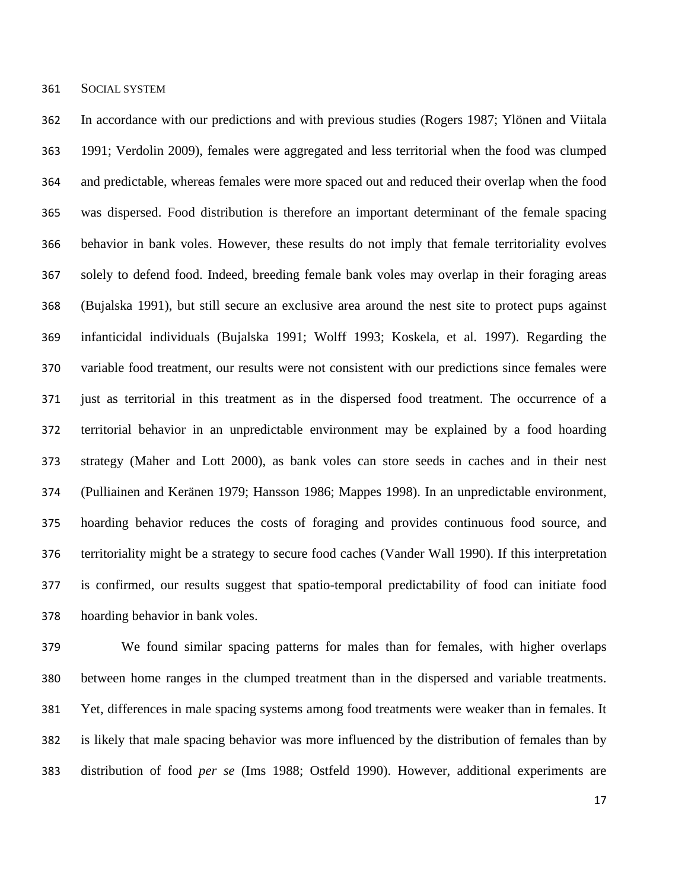## SOCIAL SYSTEM

In accordance with our predictions and with previous studies (Rogers 1987; Ylönen and Viitala 1991; Verdolin 2009), females were aggregated and less territorial when the food was clumped and predictable, whereas females were more spaced out and reduced their overlap when the food was dispersed. Food distribution is therefore an important determinant of the female spacing behavior in bank voles. However, these results do not imply that female territoriality evolves solely to defend food. Indeed, breeding female bank voles may overlap in their foraging areas (Bujalska 1991), but still secure an exclusive area around the nest site to protect pups against infanticidal individuals (Bujalska 1991; Wolff 1993; Koskela, et al. 1997). Regarding the variable food treatment, our results were not consistent with our predictions since females were just as territorial in this treatment as in the dispersed food treatment. The occurrence of a territorial behavior in an unpredictable environment may be explained by a food hoarding strategy (Maher and Lott 2000), as bank voles can store seeds in caches and in their nest (Pulliainen and Keränen 1979; Hansson 1986; Mappes 1998). In an unpredictable environment, hoarding behavior reduces the costs of foraging and provides continuous food source, and territoriality might be a strategy to secure food caches (Vander Wall 1990). If this interpretation is confirmed, our results suggest that spatio-temporal predictability of food can initiate food hoarding behavior in bank voles.

We found similar spacing patterns for males than for females, with higher overlaps between home ranges in the clumped treatment than in the dispersed and variable treatments. Yet, differences in male spacing systems among food treatments were weaker than in females. It is likely that male spacing behavior was more influenced by the distribution of females than by distribution of food *per se* (Ims 1988; Ostfeld 1990). However, additional experiments are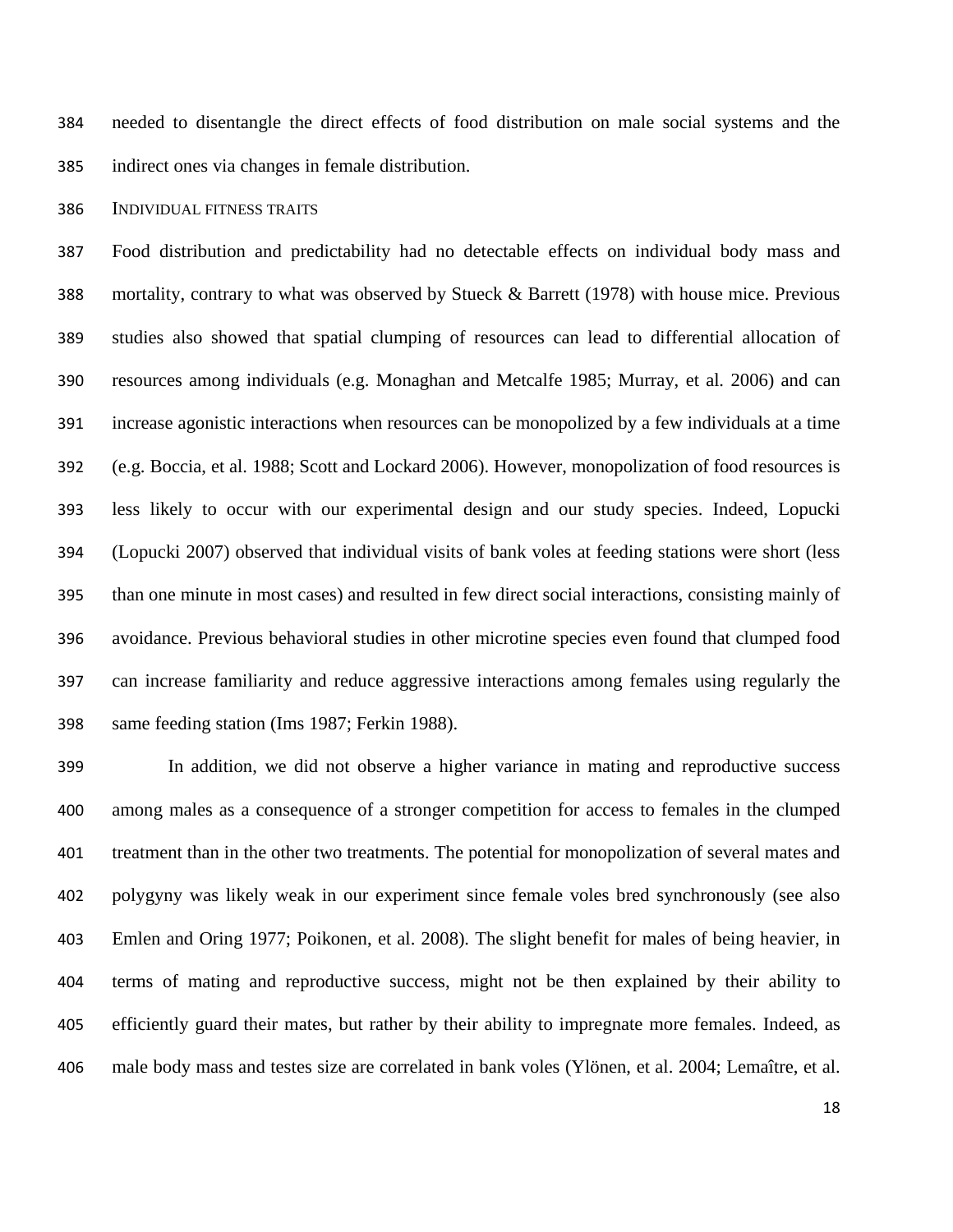needed to disentangle the direct effects of food distribution on male social systems and the indirect ones via changes in female distribution.

### INDIVIDUAL FITNESS TRAITS

Food distribution and predictability had no detectable effects on individual body mass and mortality, contrary to what was observed by Stueck & Barrett (1978) with house mice. Previous studies also showed that spatial clumping of resources can lead to differential allocation of resources among individuals (e.g. Monaghan and Metcalfe 1985; Murray, et al. 2006) and can increase agonistic interactions when resources can be monopolized by a few individuals at a time (e.g. Boccia, et al. 1988; Scott and Lockard 2006). However, monopolization of food resources is less likely to occur with our experimental design and our study species. Indeed, Lopucki (Lopucki 2007) observed that individual visits of bank voles at feeding stations were short (less than one minute in most cases) and resulted in few direct social interactions, consisting mainly of avoidance. Previous behavioral studies in other microtine species even found that clumped food can increase familiarity and reduce aggressive interactions among females using regularly the same feeding station (Ims 1987; Ferkin 1988).

In addition, we did not observe a higher variance in mating and reproductive success among males as a consequence of a stronger competition for access to females in the clumped treatment than in the other two treatments. The potential for monopolization of several mates and polygyny was likely weak in our experiment since female voles bred synchronously (see also Emlen and Oring 1977; Poikonen, et al. 2008). The slight benefit for males of being heavier, in terms of mating and reproductive success, might not be then explained by their ability to efficiently guard their mates, but rather by their ability to impregnate more females. Indeed, as male body mass and testes size are correlated in bank voles (Ylönen, et al. 2004; Lemaître, et al.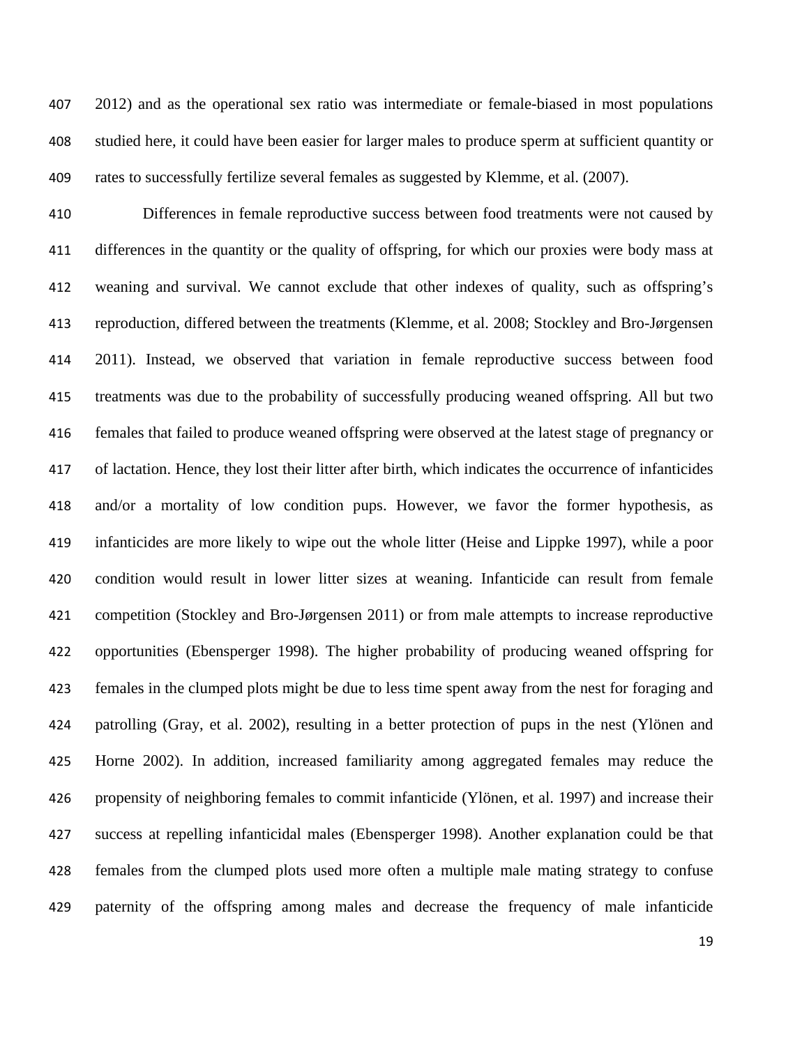2012) and as the operational sex ratio was intermediate or female-biased in most populations studied here, it could have been easier for larger males to produce sperm at sufficient quantity or rates to successfully fertilize several females as suggested by Klemme, et al. (2007).

Differences in female reproductive success between food treatments were not caused by differences in the quantity or the quality of offspring, for which our proxies were body mass at weaning and survival. We cannot exclude that other indexes of quality, such as offspring's reproduction, differed between the treatments (Klemme, et al. 2008; Stockley and Bro-Jørgensen 2011). Instead, we observed that variation in female reproductive success between food treatments was due to the probability of successfully producing weaned offspring. All but two females that failed to produce weaned offspring were observed at the latest stage of pregnancy or of lactation. Hence, they lost their litter after birth, which indicates the occurrence of infanticides and/or a mortality of low condition pups. However, we favor the former hypothesis, as infanticides are more likely to wipe out the whole litter (Heise and Lippke 1997), while a poor condition would result in lower litter sizes at weaning. Infanticide can result from female competition (Stockley and Bro-Jørgensen 2011) or from male attempts to increase reproductive opportunities (Ebensperger 1998). The higher probability of producing weaned offspring for females in the clumped plots might be due to less time spent away from the nest for foraging and patrolling (Gray, et al. 2002), resulting in a better protection of pups in the nest (Ylönen and Horne 2002). In addition, increased familiarity among aggregated females may reduce the propensity of neighboring females to commit infanticide (Ylönen, et al. 1997) and increase their success at repelling infanticidal males (Ebensperger 1998). Another explanation could be that females from the clumped plots used more often a multiple male mating strategy to confuse paternity of the offspring among males and decrease the frequency of male infanticide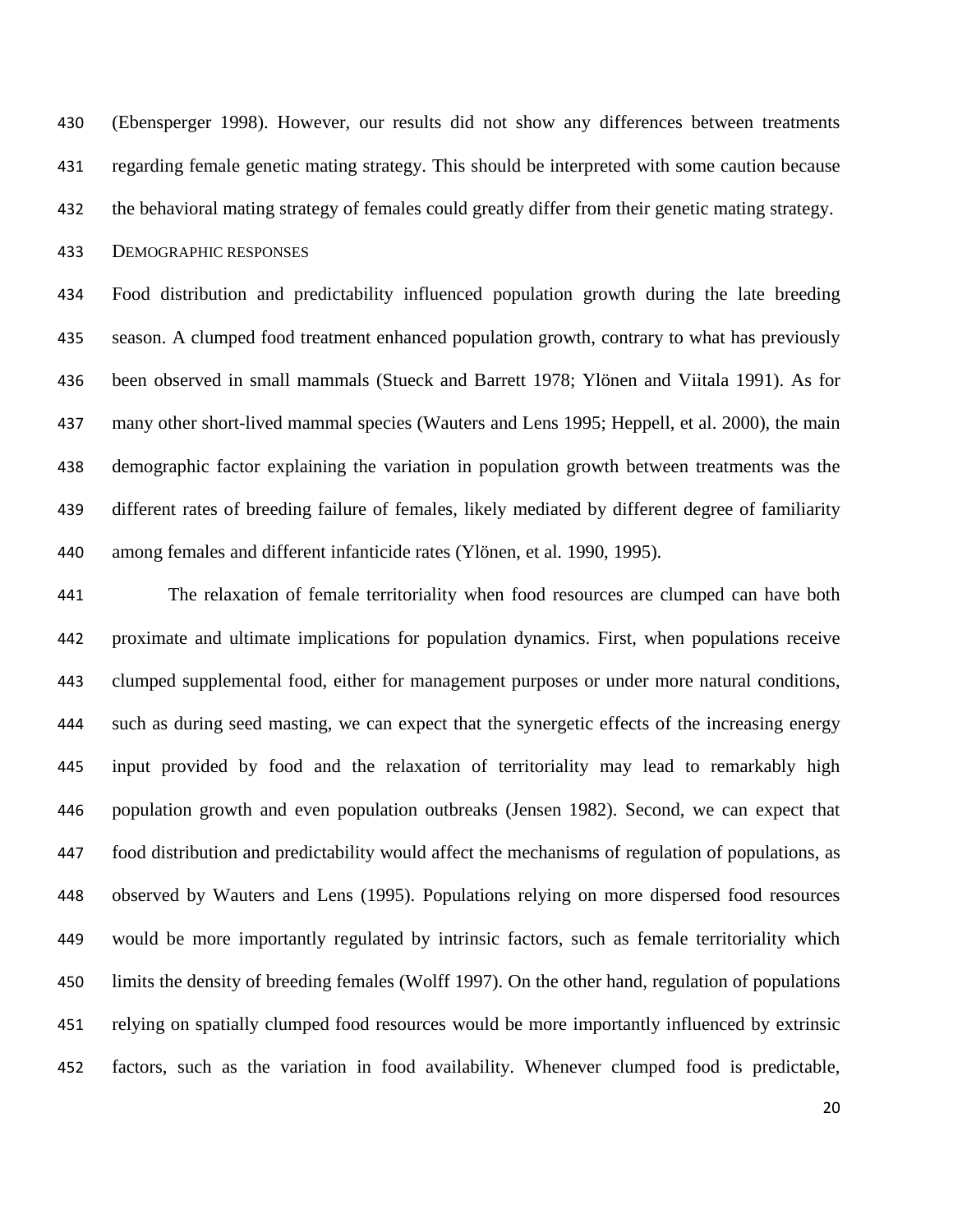(Ebensperger 1998). However, our results did not show any differences between treatments regarding female genetic mating strategy. This should be interpreted with some caution because the behavioral mating strategy of females could greatly differ from their genetic mating strategy.

### Demographic responses

Food distribution and predictability influenced population growth during the late breeding season. A clumped food treatment enhanced population growth, contrary to what has previously been observed in small mammals (Stueck and Barrett 1978; Ylönen and Viitala 1991). As for many other short-lived mammal species (Wauters and Lens 1995; Heppell, et al. 2000), the main demographic factor explaining the variation in population growth between treatments was the different rates of breeding failure of females, likely mediated by different degree of familiarity among females and different infanticide rates (Ylönen, et al. 1990, 1995).

The relaxation of female territoriality when food resources are clumped can have both proximate and ultimate implications for population dynamics. First, when populations receive clumped supplemental food, either for management purposes or under more natural conditions, such as during seed masting, we can expect that the synergetic effects of the increasing energy input provided by food and the relaxation of territoriality may lead to remarkably high population growth and even population outbreaks (Jensen 1982). Second, we can expect that food distribution and predictability would affect the mechanisms of regulation of populations, as observed by Wauters and Lens (1995). Populations relying on more dispersed food resources would be more importantly regulated by intrinsic factors, such as female territoriality which limits the density of breeding females (Wolff 1997). On the other hand, regulation of populations relying on spatially clumped food resources would be more importantly influenced by extrinsic factors, such as the variation in food availability. Whenever clumped food is predictable,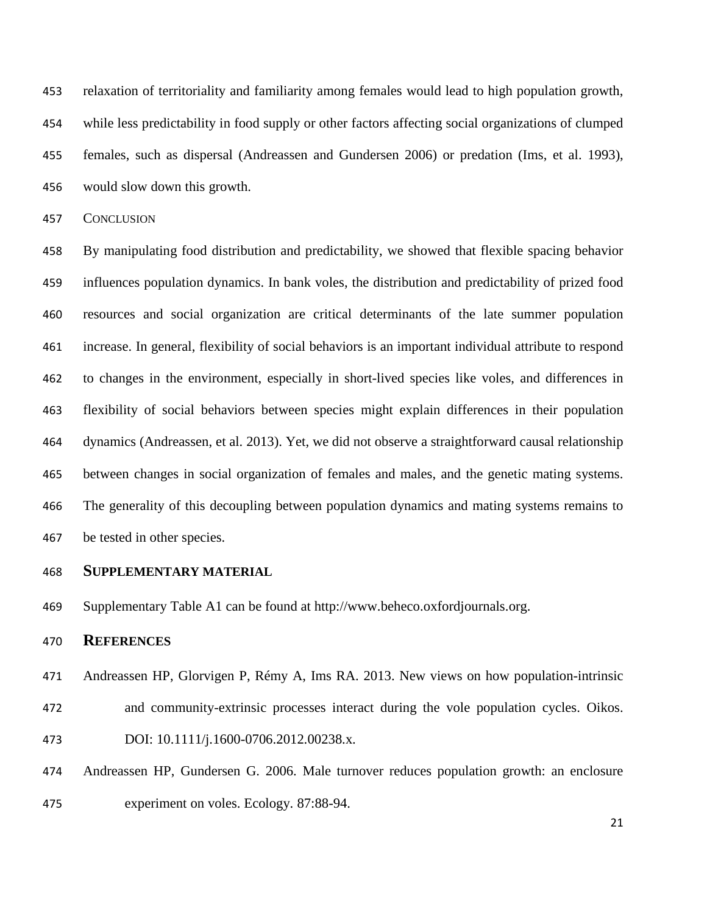relaxation of territoriality and familiarity among females would lead to high population growth, while less predictability in food supply or other factors affecting social organizations of clumped females, such as dispersal (Andreassen and Gundersen 2006) or predation (Ims, et al. 1993), would slow down this growth.

### Conclusion

By manipulating food distribution and predictability, we showed that flexible spacing behavior influences population dynamics. In bank voles, the distribution and predictability of prized food resources and social organization are critical determinants of the late summer population increase. In general, flexibility of social behaviors is an important individual attribute to respond to changes in the environment, especially in short-lived species like voles, and differences in flexibility of social behaviors between species might explain differences in their population dynamics (Andreassen, et al. 2013). Yet, we did not observe a straightforward causal relationship between changes in social organization of females and males, and the genetic mating systems. The generality of this decoupling between population dynamics and mating systems remains to be tested in other species.

## Supplementary material

Supplementary Table A1 can be found at http://www.beheco.oxfordjournals.org.

## References

Andreassen HP, Glorvigen P, Rémy A, Ims RA. 2013. New views on how population-intrinsic and community-extrinsic processes interact during the vole population cycles. Oikos. DOI: 10.1111/j.1600-0706.2012.00238.x.

Andreassen HP, Gundersen G. 2006. Male turnover reduces population growth: an enclosure experiment on voles. Ecology. 87:88-94.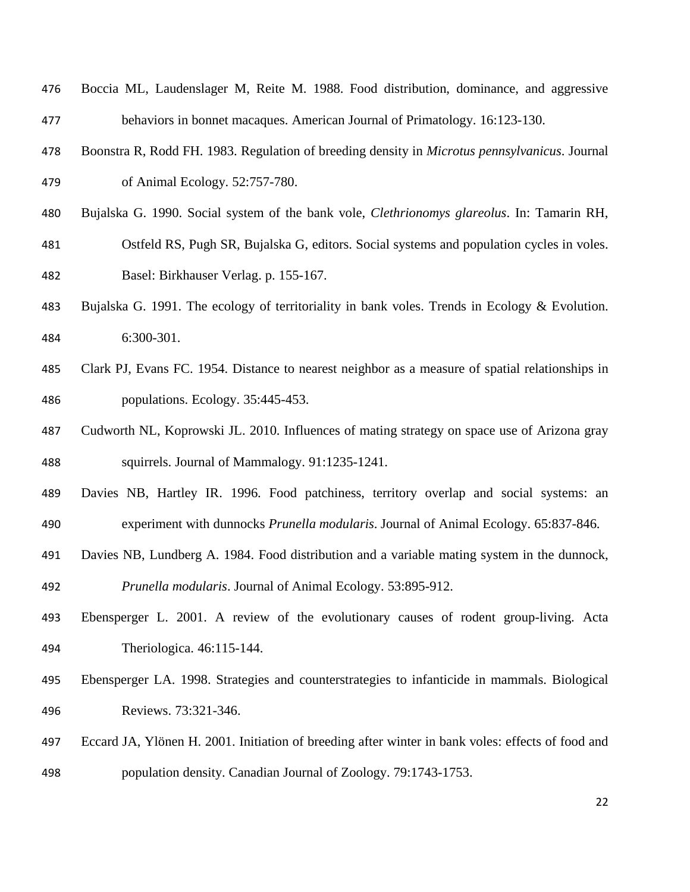Boccia ML, Laudenslager M, Reite M. 1988. Food distribution, dominance, and aggressive behaviors in bonnet macaques. American Journal of Primatology. 16:123-130.

Boonstra R, Rodd FH. 1983. Regulation of breeding density in *Microtus pennsylvanicus*. Journal of Animal Ecology. 52:757-780.

Bujalska G. 1990. Social system of the bank vole, *Clethrionomys glareolus*. In: Tamarin RH, Ostfeld RS, Pugh SR, Bujalska G, editors. Social systems and population cycles in voles. Basel: Birkhauser Verlag. p. 155-167.

Bujalska G. 1991. The ecology of territoriality in bank voles. Trends in Ecology & Evolution. 6:300-301.

Clark PJ, Evans FC. 1954. Distance to nearest neighbor as a measure of spatial relationships in populations. Ecology. 35:445-453.

Cudworth NL, Koprowski JL. 2010. Influences of mating strategy on space use of Arizona gray squirrels. Journal of Mammalogy. 91:1235-1241.

Davies NB, Hartley IR. 1996. Food patchiness, territory overlap and social systems: an experiment with dunnocks *Prunella modularis*. Journal of Animal Ecology. 65:837-846.

Davies NB, Lundberg A. 1984. Food distribution and a variable mating system in the dunnock, *Prunella modularis*. Journal of Animal Ecology. 53:895-912.

Ebensperger L. 2001. A review of the evolutionary causes of rodent group-living. Acta Theriologica. 46:115-144.

Ebensperger LA. 1998. Strategies and counterstrategies to infanticide in mammals. Biological Reviews. 73:321-346.

Eccard JA, Ylönen H. 2001. Initiation of breeding after winter in bank voles: effects of food and population density. Canadian Journal of Zoology. 79:1743-1753.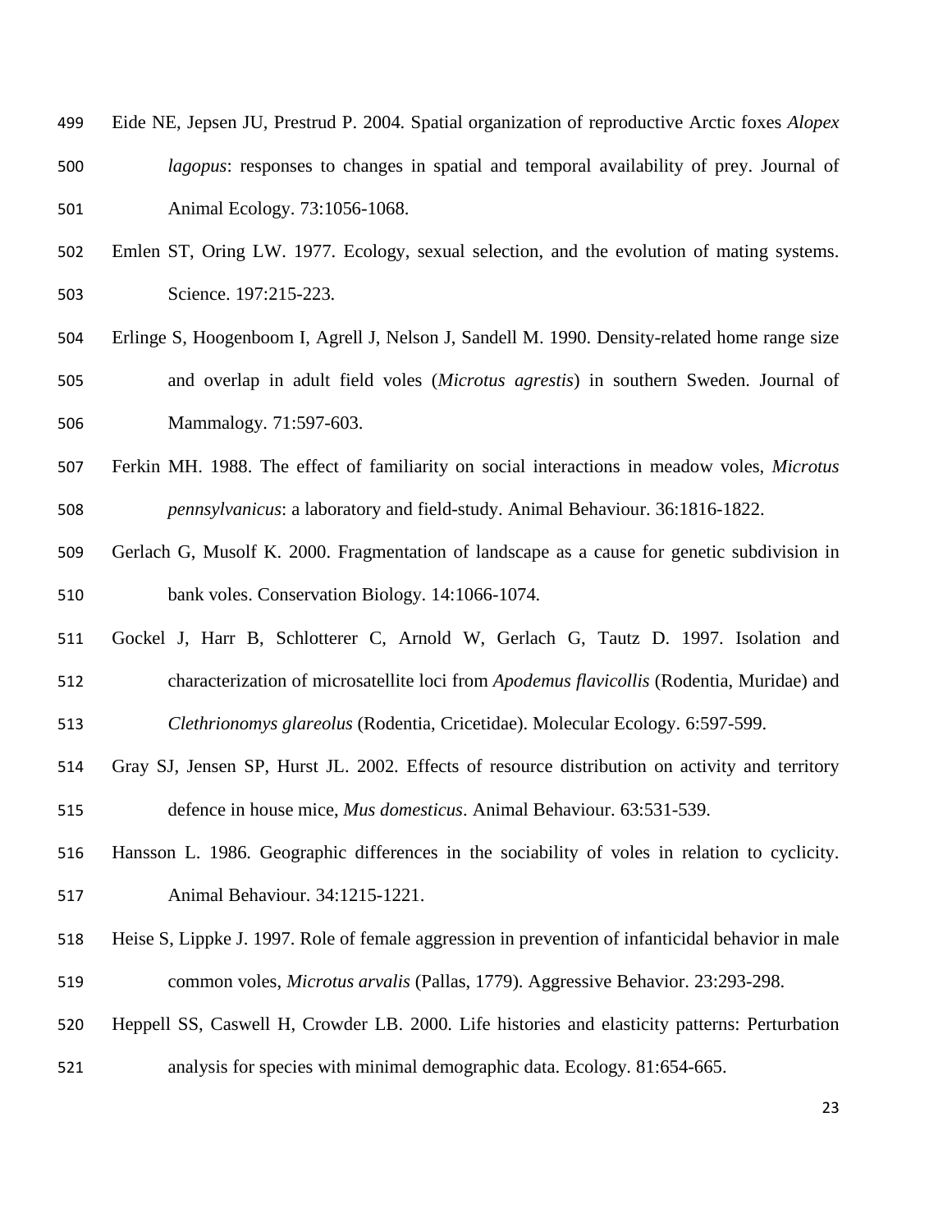Eide NE, Jepsen JU, Prestrud P. 2004. Spatial organization of reproductive Arctic foxes *Alopex lagopus*: responses to changes in spatial and temporal availability of prey. Journal of Animal Ecology. 73:1056-1068.

Emlen ST, Oring LW. 1977. Ecology, sexual selection, and the evolution of mating systems. Science. 197:215-223.

Erlinge S, Hoogenboom I, Agrell J, Nelson J, Sandell M. 1990. Density-related home range size and overlap in adult field voles (*Microtus agrestis*) in southern Sweden. Journal of Mammalogy. 71:597-603.

Ferkin MH. 1988. The effect of familiarity on social interactions in meadow voles, *Microtus pennsylvanicus*: a laboratory and field-study. Animal Behaviour. 36:1816-1822.

Gerlach G, Musolf K. 2000. Fragmentation of landscape as a cause for genetic subdivision in bank voles. Conservation Biology. 14:1066-1074.

Gockel J, Harr B, Schlotterer C, Arnold W, Gerlach G, Tautz D. 1997. Isolation and characterization of microsatellite loci from *Apodemus flavicollis* (Rodentia, Muridae) and *Clethrionomys glareolus* (Rodentia, Cricetidae). Molecular Ecology. 6:597-599.

Gray SJ, Jensen SP, Hurst JL. 2002. Effects of resource distribution on activity and territory defence in house mice, *Mus domesticus*. Animal Behaviour. 63:531-539.

Hansson L. 1986. Geographic differences in the sociability of voles in relation to cyclicity. Animal Behaviour. 34:1215-1221.

Heise S, Lippke J. 1997. Role of female aggression in prevention of infanticidal behavior in male common voles, *Microtus arvalis* (Pallas, 1779). Aggressive Behavior. 23:293-298.

Heppell SS, Caswell H, Crowder LB. 2000. Life histories and elasticity patterns: Perturbation analysis for species with minimal demographic data. Ecology. 81:654-665.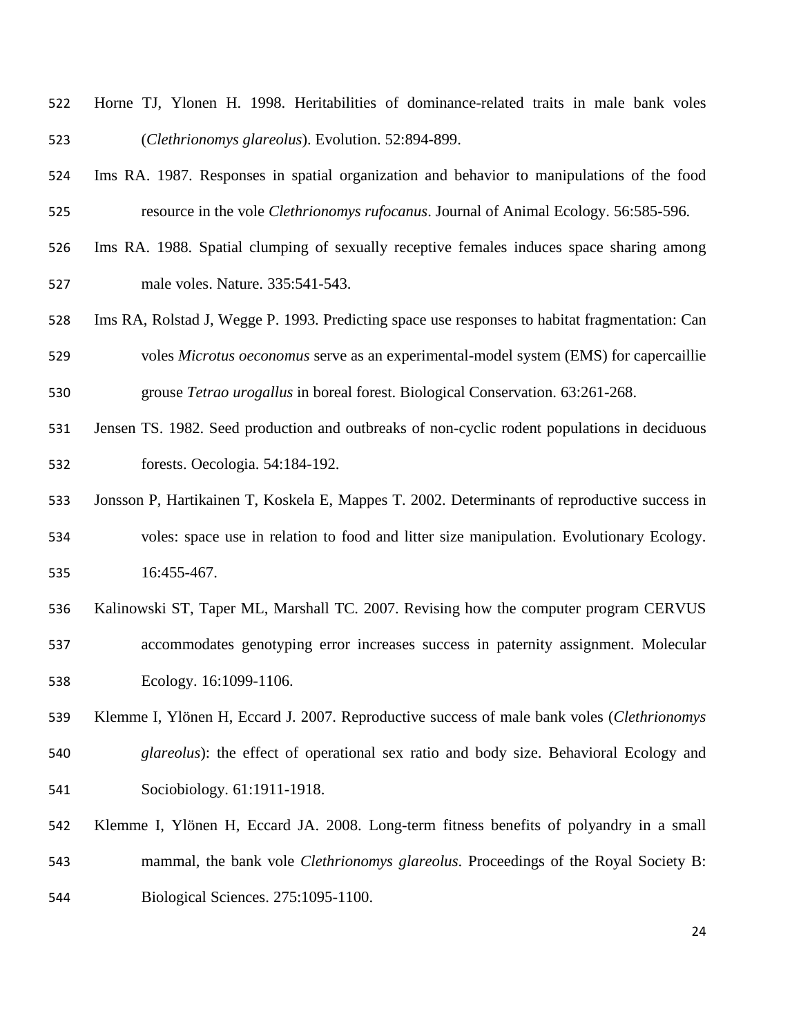Horne TJ, Ylonen H. 1998. Heritabilities of dominance-related traits in male bank voles (*Clethrionomys glareolus*). Evolution. 52:894-899.

Ims RA. 1987. Responses in spatial organization and behavior to manipulations of the food resource in the vole *Clethrionomys rufocanus*. Journal of Animal Ecology. 56:585-596.

Ims RA. 1988. Spatial clumping of sexually receptive females induces space sharing among male voles. Nature. 335:541-543.

Ims RA, Rolstad J, Wegge P. 1993. Predicting space use responses to habitat fragmentation: Can voles *Microtus oeconomus* serve as an experimental-model system (EMS) for capercaillie grouse *Tetrao urogallus* in boreal forest. Biological Conservation. 63:261-268.

Jensen TS. 1982. Seed production and outbreaks of non-cyclic rodent populations in deciduous forests. Oecologia. 54:184-192.

Jonsson P, Hartikainen T, Koskela E, Mappes T. 2002. Determinants of reproductive success in voles: space use in relation to food and litter size manipulation. Evolutionary Ecology. 16:455-467.

Kalinowski ST, Taper ML, Marshall TC. 2007. Revising how the computer program CERVUS accommodates genotyping error increases success in paternity assignment. Molecular Ecology. 16:1099-1106.

Klemme I, Ylönen H, Eccard J. 2007. Reproductive success of male bank voles (*Clethrionomys glareolus*): the effect of operational sex ratio and body size. Behavioral Ecology and Sociobiology. 61:1911-1918.

Klemme I, Ylönen H, Eccard JA. 2008. Long-term fitness benefits of polyandry in a small mammal, the bank vole *Clethrionomys glareolus*. Proceedings of the Royal Society B: Biological Sciences. 275:1095-1100.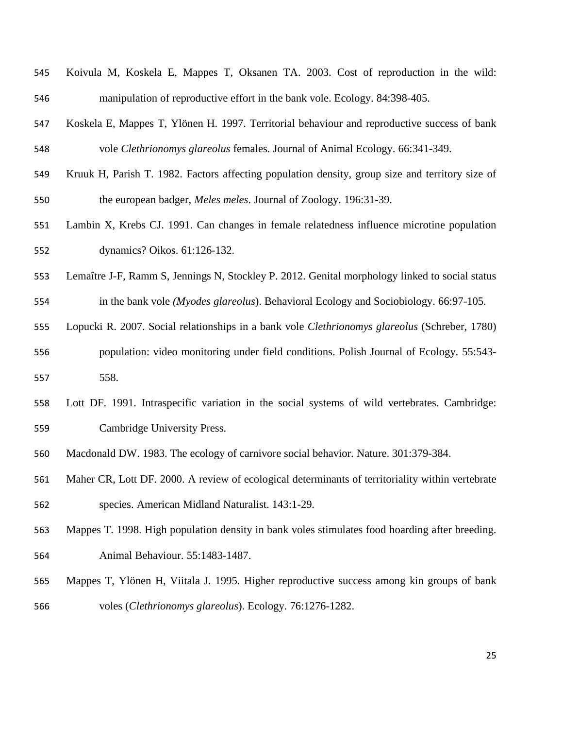Koivula M, Koskela E, Mappes T, Oksanen TA. 2003. Cost of reproduction in the wild: manipulation of reproductive effort in the bank vole. Ecology. 84:398-405.

Koskela E, Mappes T, Ylönen H. 1997. Territorial behaviour and reproductive success of bank vole *Clethrionomys glareolus* females. Journal of Animal Ecology. 66:341-349.

Kruuk H, Parish T. 1982. Factors affecting population density, group size and territory size of the european badger, *Meles meles*. Journal of Zoology. 196:31-39.

Lambin X, Krebs CJ. 1991. Can changes in female relatedness influence microtine population dynamics? Oikos. 61:126-132.

Lemaître J-F, Ramm S, Jennings N, Stockley P. 2012. Genital morphology linked to social status in the bank vole *(Myodes glareolus*). Behavioral Ecology and Sociobiology. 66:97-105.

Lopucki R. 2007. Social relationships in a bank vole *Clethrionomys glareolus* (Schreber, 1780) population: video monitoring under field conditions. Polish Journal of Ecology. 55:543-558.

Lott DF. 1991. Intraspecific variation in the social systems of wild vertebrates. Cambridge: Cambridge University Press.

Macdonald DW. 1983. The ecology of carnivore social behavior. Nature. 301:379-384.

Maher CR, Lott DF. 2000. A review of ecological determinants of territoriality within vertebrate species. American Midland Naturalist. 143:1-29.

Mappes T. 1998. High population density in bank voles stimulates food hoarding after breeding. Animal Behaviour. 55:1483-1487.

Mappes T, Ylönen H, Viitala J. 1995. Higher reproductive success among kin groups of bank voles (*Clethrionomys glareolus*). Ecology. 76:1276-1282.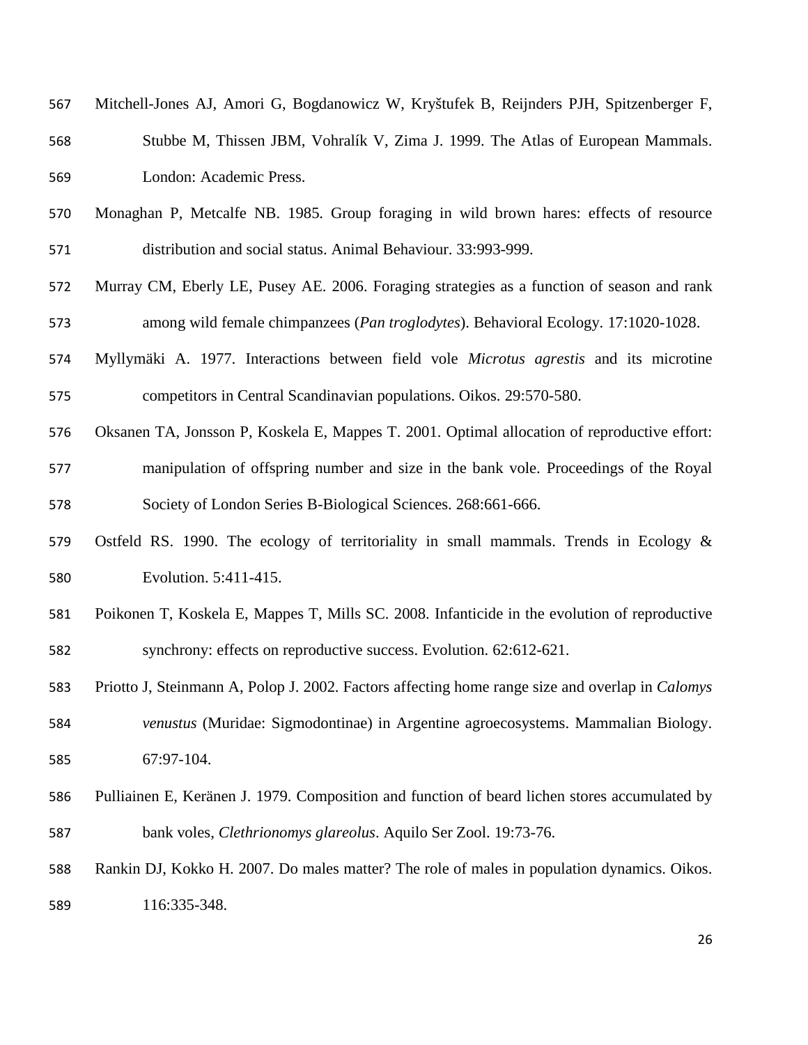Mitchell-Jones AJ, Amori G, Bogdanowicz W, Kryštufek B, Reijnders PJH, Spitzenberger F, Stubbe M, Thissen JBM, Vohralík V, Zima J. 1999. The Atlas of European Mammals. London: Academic Press.

Monaghan P, Metcalfe NB. 1985. Group foraging in wild brown hares: effects of resource distribution and social status. Animal Behaviour. 33:993-999.

Murray CM, Eberly LE, Pusey AE. 2006. Foraging strategies as a function of season and rank among wild female chimpanzees (*Pan troglodytes*). Behavioral Ecology. 17:1020-1028.

Myllymäki A. 1977. Interactions between field vole *Microtus agrestis* and its microtine competitors in Central Scandinavian populations. Oikos. 29:570-580.

Oksanen TA, Jonsson P, Koskela E, Mappes T. 2001. Optimal allocation of reproductive effort: manipulation of offspring number and size in the bank vole. Proceedings of the Royal Society of London Series B-Biological Sciences. 268:661-666.

Ostfeld RS. 1990. The ecology of territoriality in small mammals. Trends in Ecology & Evolution. 5:411-415.

Poikonen T, Koskela E, Mappes T, Mills SC. 2008. Infanticide in the evolution of reproductive synchrony: effects on reproductive success. Evolution. 62:612-621.

Priotto J, Steinmann A, Polop J. 2002. Factors affecting home range size and overlap in *Calomys venustus* (Muridae: Sigmodontinae) in Argentine agroecosystems. Mammalian Biology. 67:97-104.

Pulliainen E, Keränen J. 1979. Composition and function of beard lichen stores accumulated by bank voles, *Clethrionomys glareolus*. Aquilo Ser Zool. 19:73-76.

Rankin DJ, Kokko H. 2007. Do males matter? The role of males in population dynamics. Oikos. 116:335-348.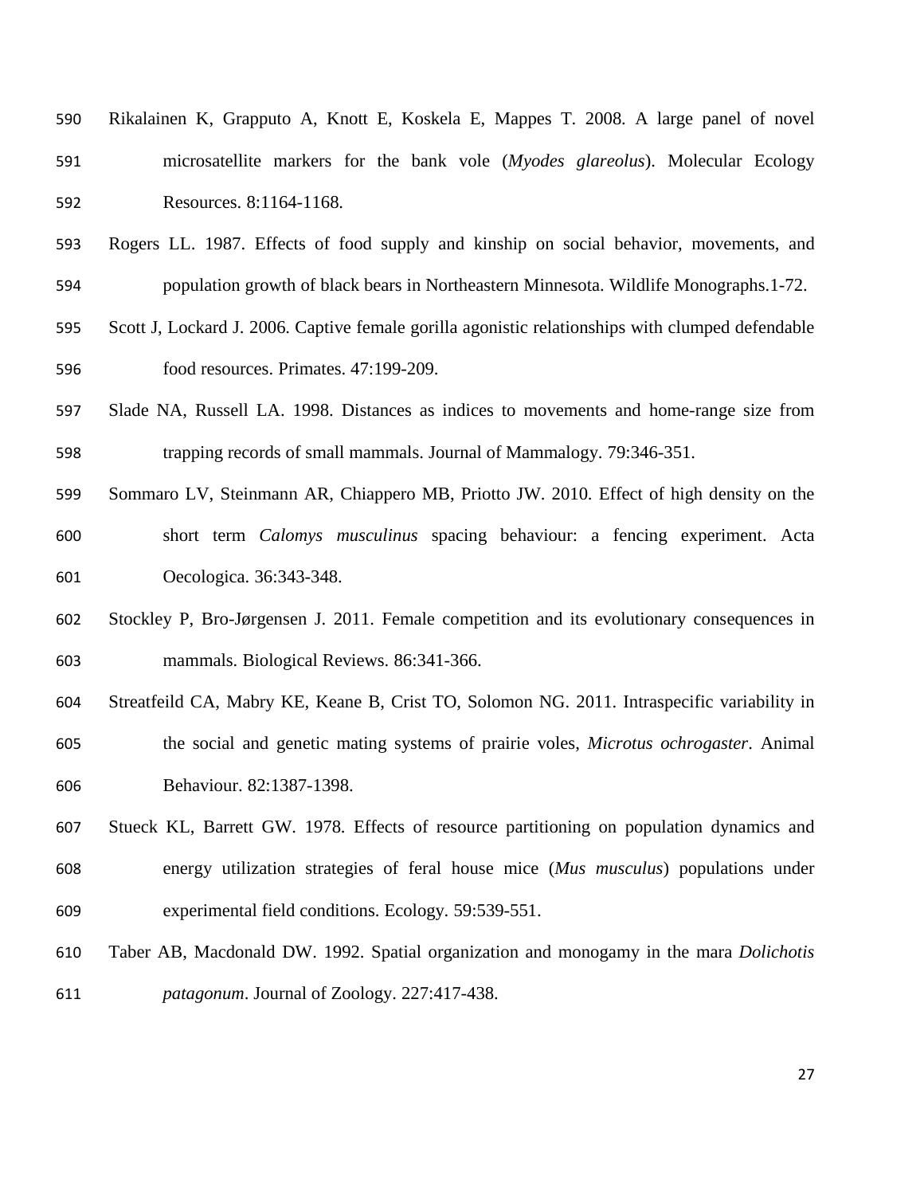Rikalainen K, Grapputo A, Knott E, Koskela E, Mappes T. 2008. A large panel of novel microsatellite markers for the bank vole (*Myodes glareolus*). Molecular Ecology Resources. 8:1164-1168.

Rogers LL. 1987. Effects of food supply and kinship on social behavior, movements, and population growth of black bears in Northeastern Minnesota. Wildlife Monographs.1-72.

Scott J, Lockard J. 2006. Captive female gorilla agonistic relationships with clumped defendable food resources. Primates. 47:199-209.

Slade NA, Russell LA. 1998. Distances as indices to movements and home-range size from trapping records of small mammals. Journal of Mammalogy. 79:346-351.

Sommaro LV, Steinmann AR, Chiappero MB, Priotto JW. 2010. Effect of high density on the short term *Calomys musculinus* spacing behaviour: a fencing experiment. Acta Oecologica. 36:343-348.

Stockley P, Bro-Jørgensen J. 2011. Female competition and its evolutionary consequences in mammals. Biological Reviews. 86:341-366.

Streatfeild CA, Mabry KE, Keane B, Crist TO, Solomon NG. 2011. Intraspecific variability in the social and genetic mating systems of prairie voles, *Microtus ochrogaster*. Animal Behaviour. 82:1387-1398.

Stueck KL, Barrett GW. 1978. Effects of resource partitioning on population dynamics and energy utilization strategies of feral house mice (*Mus musculus*) populations under experimental field conditions. Ecology. 59:539-551.

Taber AB, Macdonald DW. 1992. Spatial organization and monogamy in the mara *Dolichotis patagonum*. Journal of Zoology. 227:417-438.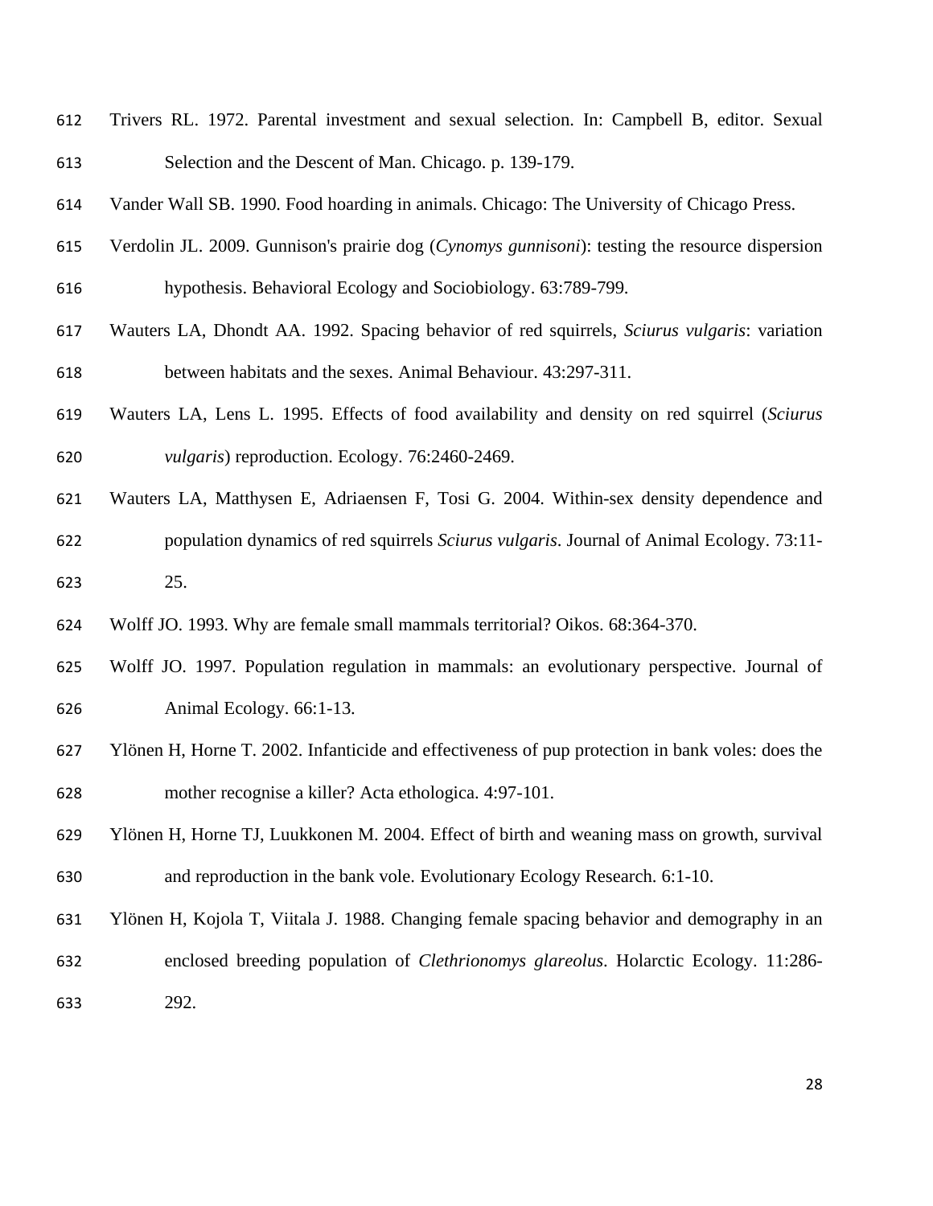Trivers RL. 1972. Parental investment and sexual selection. In: Campbell B, editor. Sexual Selection and the Descent of Man. Chicago. p. 139-179.

Vander Wall SB. 1990. Food hoarding in animals. Chicago: The University of Chicago Press.

Verdolin JL. 2009. Gunnison's prairie dog (*Cynomys gunnisoni*): testing the resource dispersion hypothesis. Behavioral Ecology and Sociobiology. 63:789-799.

Wauters LA, Dhondt AA. 1992. Spacing behavior of red squirrels, *Sciurus vulgaris*: variation between habitats and the sexes. Animal Behaviour. 43:297-311.

Wauters LA, Lens L. 1995. Effects of food availability and density on red squirrel (*Sciurus vulgaris*) reproduction. Ecology. 76:2460-2469.

Wauters LA, Matthysen E, Adriaensen F, Tosi G. 2004. Within-sex density dependence and population dynamics of red squirrels *Sciurus vulgaris*. Journal of Animal Ecology. 73:11-25.

Wolff JO. 1993. Why are female small mammals territorial? Oikos. 68:364-370.

Wolff JO. 1997. Population regulation in mammals: an evolutionary perspective. Journal of Animal Ecology. 66:1-13.

Ylönen H, Horne T. 2002. Infanticide and effectiveness of pup protection in bank voles: does the mother recognise a killer? Acta ethologica. 4:97-101.

Ylönen H, Horne TJ, Luukkonen M. 2004. Effect of birth and weaning mass on growth, survival and reproduction in the bank vole. Evolutionary Ecology Research. 6:1-10.

Ylönen H, Kojola T, Viitala J. 1988. Changing female spacing behavior and demography in an enclosed breeding population of *Clethrionomys glareolus*. Holarctic Ecology. 11:286-292.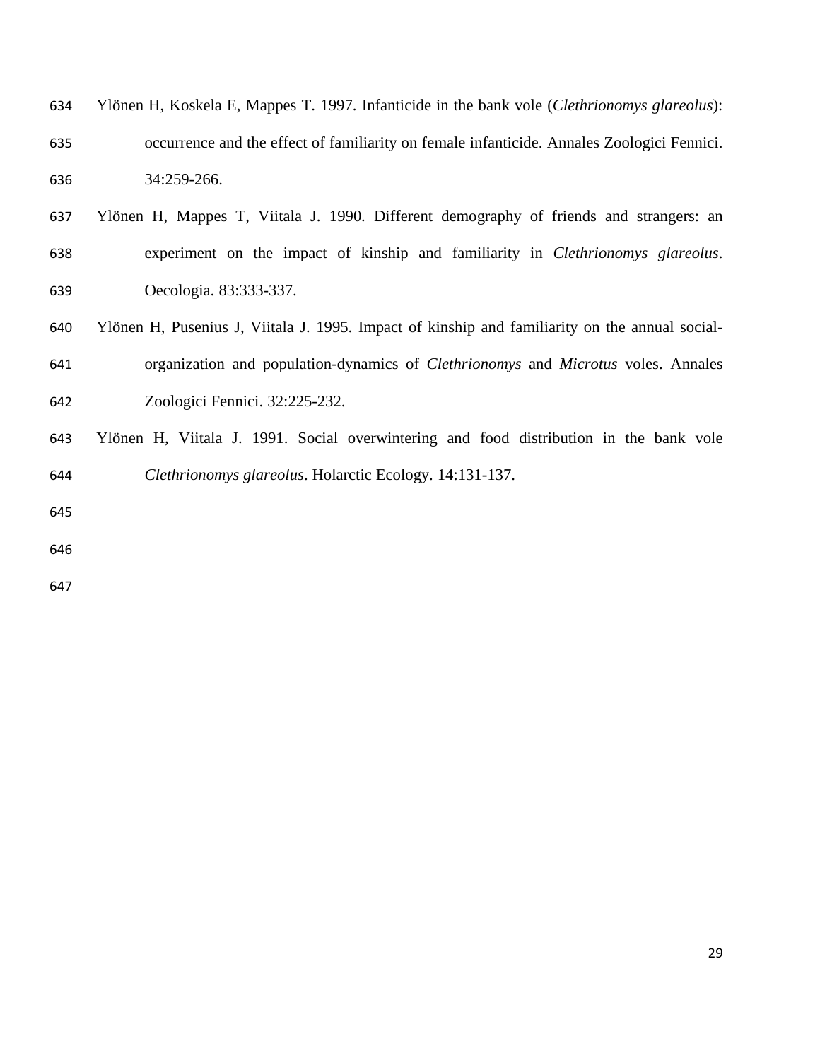Ylönen H, Koskela E, Mappes T. 1997. Infanticide in the bank vole (*Clethrionomys glareolus*): occurrence and the effect of familiarity on female infanticide. Annales Zoologici Fennici. 34:259-266.

Ylönen H, Mappes T, Viitala J. 1990. Different demography of friends and strangers: an experiment on the impact of kinship and familiarity in *Clethrionomys glareolus*. Oecologia. 83:333-337.

Ylönen H, Pusenius J, Viitala J. 1995. Impact of kinship and familiarity on the annual social-organization and population-dynamics of *Clethrionomys* and *Microtus* voles. Annales Zoologici Fennici. 32:225-232.

Ylönen H, Viitala J. 1991. Social overwintering and food distribution in the bank vole *Clethrionomys glareolus*. Holarctic Ecology. 14:131-137.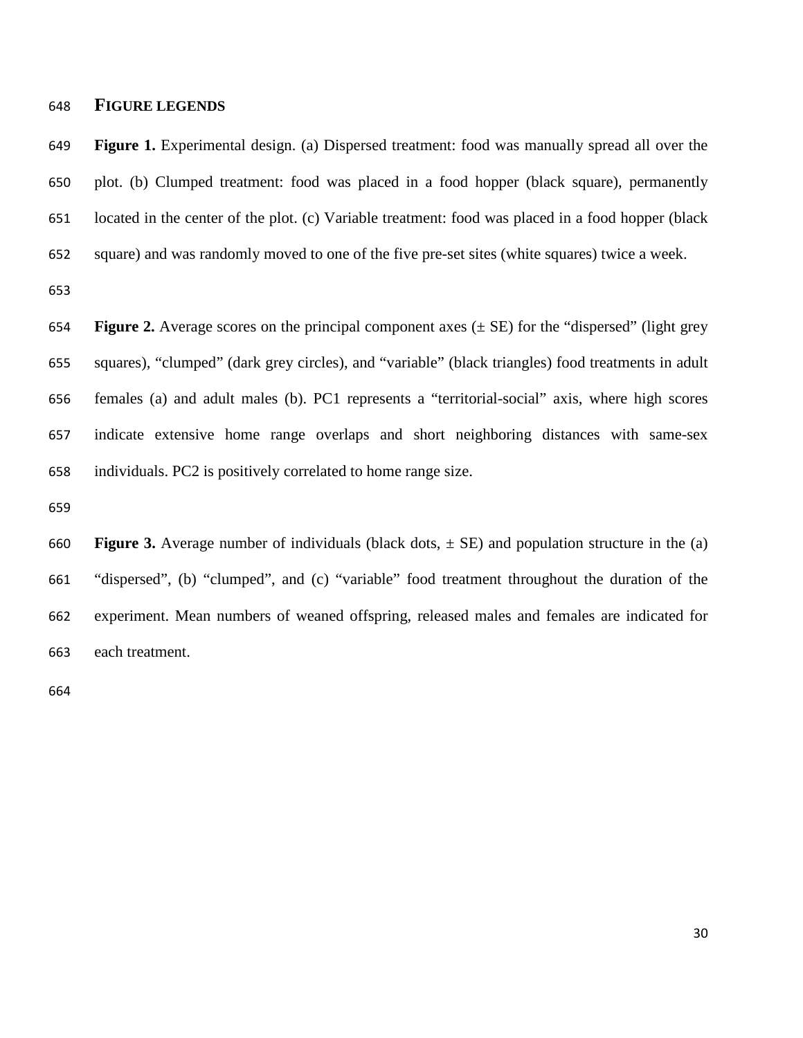## Figure legends

**Figure 1.** Experimental design. (a) Dispersed treatment: food was manually spread all over the plot. (b) Clumped treatment: food was placed in a food hopper (black square), permanently located in the center of the plot. (c) Variable treatment: food was placed in a food hopper (black square) and was randomly moved to one of the five pre-set sites (white squares) twice a week.

**Figure 2.** Average scores on the principal component axes (± SE) for the "dispersed" (light grey squares), "clumped" (dark grey circles), and "variable" (black triangles) food treatments in adult females (a) and adult males (b). PC1 represents a "territorial-social" axis, where high scores indicate extensive home range overlaps and short neighboring distances with same-sex individuals. PC2 is positively correlated to home range size.

**Figure 3.** Average number of individuals (black dots, ± SE) and population structure in the (a) "dispersed", (b) "clumped", and (c) "variable" food treatment throughout the duration of the experiment. Mean numbers of weaned offspring, released males and females are indicated for each treatment.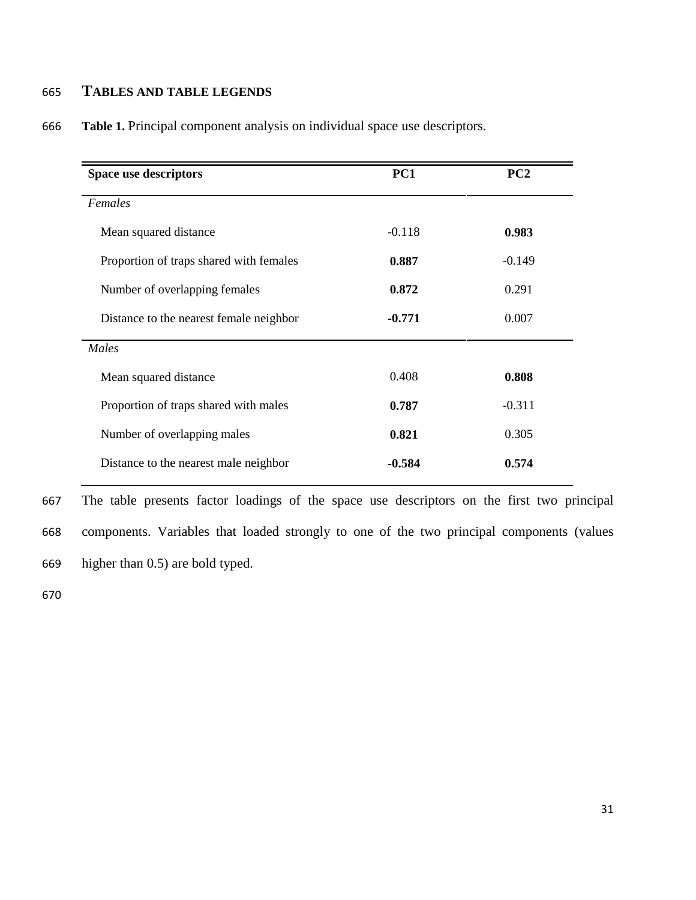## TABLES AND TABLE LEGENDS

**Table 1.** Principal component analysis on individual space use descriptors.

| **Space use descriptors** | **PC1** | **PC2** |
|---|---|---|
| *Females* | | |
| Mean squared distance | -0.118 | **0.983** |
| Proportion of traps shared with females | **0.887** | -0.149 |
| Number of overlapping females | **0.872** | 0.291 |
| Distance to the nearest female neighbor | **-0.771** | 0.007 |
| *Males* | | |
| Mean squared distance | 0.408 | **0.808** |
| Proportion of traps shared with males | **0.787** | -0.311 |
| Number of overlapping males | **0.821** | 0.305 |
| Distance to the nearest male neighbor | **-0.584** | **0.574** |

The table presents factor loadings of the space use descriptors on the first two principal components. Variables that loaded strongly to one of the two principal components (values higher than 0.5) are bold typed.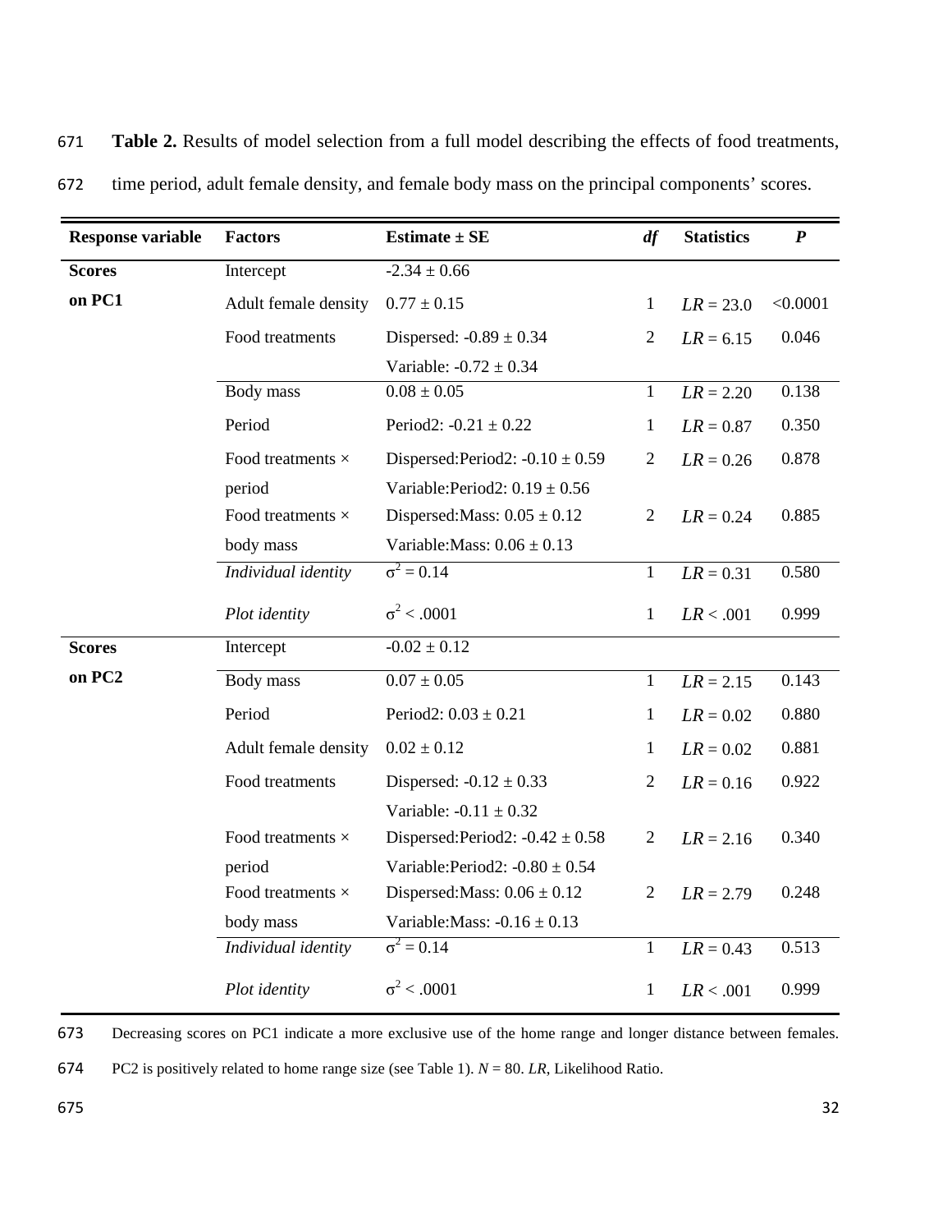**Table 2.** Results of model selection from a full model describing the effects of food treatments, time period, adult female density, and female body mass on the principal components' scores.

| Response variable | Factors | Estimate ± SE | *df* | Statistics | *P* |
|---|---|---|---|---|---|
| **Scores on PC1** | Intercept | -2.34 ± 0.66 | | | |
| | Adult female density | 0.77 ± 0.15 | 1 | $LR = 23.0$ | <0.0001 |
| | Food treatments | Dispersed: -0.89 ± 0.34<br>Variable: -0.72 ± 0.34 | 2 | $LR = 6.15$ | 0.046 |
| | Body mass | 0.08 ± 0.05 | 1 | $LR = 2.20$ | 0.138 |
| | Period | Period2: -0.21 ± 0.22 | 1 | $LR = 0.87$ | 0.350 |
| | Food treatments × period | Dispersed:Period2: -0.10 ± 0.59<br>Variable:Period2: 0.19 ± 0.56 | 2 | $LR = 0.26$ | 0.878 |
| | Food treatments × body mass | Dispersed:Mass: 0.05 ± 0.12<br>Variable:Mass: 0.06 ± 0.13 | 2 | $LR = 0.24$ | 0.885 |
| | *Individual identity* | $\sigma^2 = 0.14$ | 1 | $LR = 0.31$ | 0.580 |
| | *Plot identity* | $\sigma^2 < .0001$ | 1 | $LR < .001$ | 0.999 |
| **Scores on PC2** | Intercept | -0.02 ± 0.12 | | | |
| | Body mass | 0.07 ± 0.05 | 1 | $LR = 2.15$ | 0.143 |
| | Period | Period2: 0.03 ± 0.21 | 1 | $LR = 0.02$ | 0.880 |
| | Adult female density | 0.02 ± 0.12 | 1 | $LR = 0.02$ | 0.881 |
| | Food treatments | Dispersed: -0.12 ± 0.33<br>Variable: -0.11 ± 0.32 | 2 | $LR = 0.16$ | 0.922 |
| | Food treatments × period | Dispersed:Period2: -0.42 ± 0.58<br>Variable:Period2: -0.80 ± 0.54 | 2 | $LR = 2.16$ | 0.340 |
| | Food treatments × body mass | Dispersed:Mass: 0.06 ± 0.12<br>Variable:Mass: -0.16 ± 0.13 | 2 | $LR = 2.79$ | 0.248 |
| | *Individual identity* | $\sigma^2 = 0.14$ | 1 | $LR = 0.43$ | 0.513 |
| | *Plot identity* | $\sigma^2 < .0001$ | 1 | $LR < .001$ | 0.999 |

Decreasing scores on PC1 indicate a more exclusive use of the home range and longer distance between females. PC2 is positively related to home range size (see Table 1). $N = 80$. *LR*, Likelihood Ratio.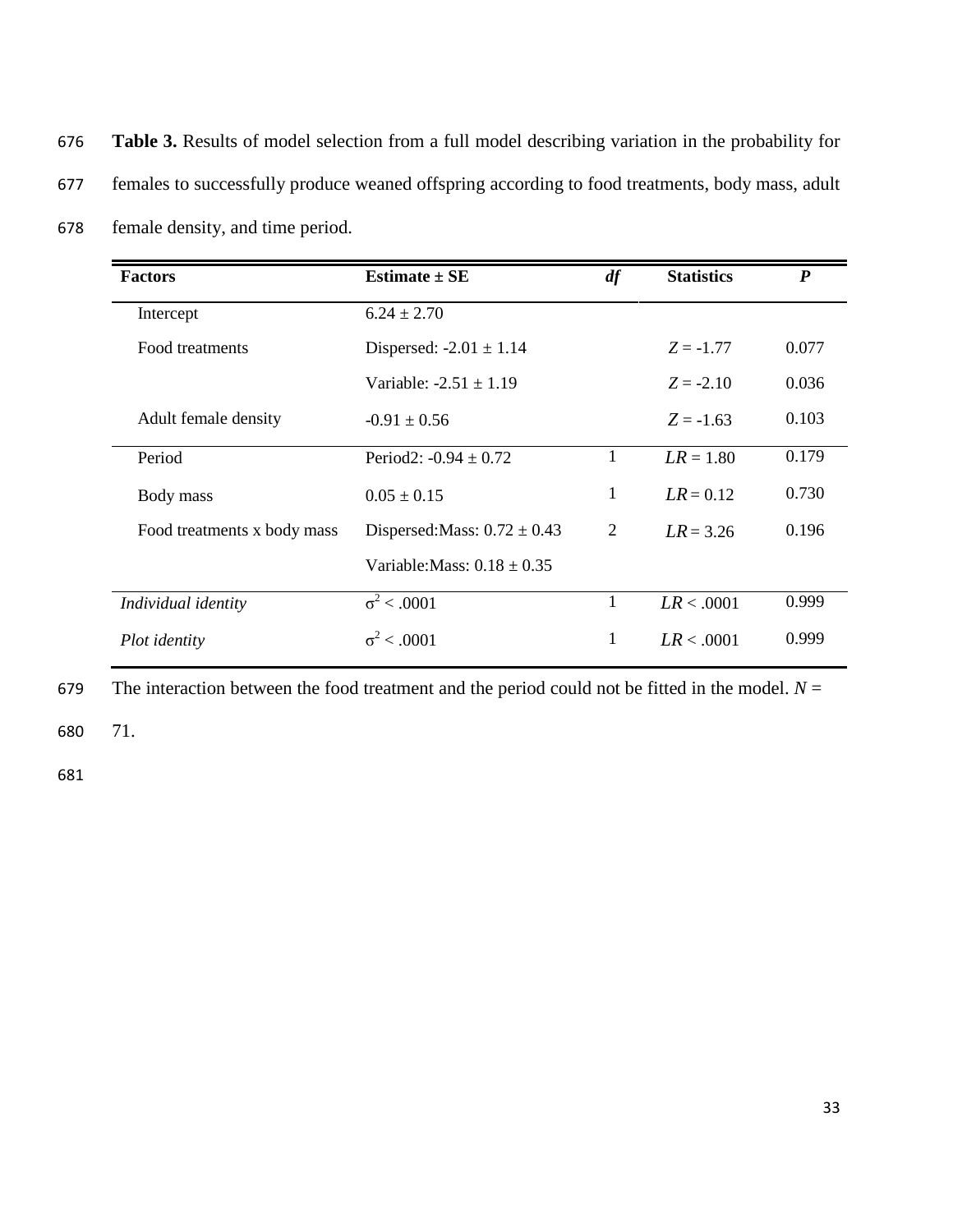**Table 3.** Results of model selection from a full model describing variation in the probability for females to successfully produce weaned offspring according to food treatments, body mass, adult female density, and time period.

| Factors | Estimate ± SE | *df* | Statistics | *P* |
|---|---|---|---|---|
| Intercept | 6.24 ± 2.70 | | | |
| Food treatments | Dispersed: -2.01 ± 1.14 | | $Z$ = -1.77 | 0.077 |
| | Variable: -2.51 ± 1.19 | | $Z$ = -2.10 | 0.036 |
| Adult female density | -0.91 ± 0.56 | | $Z$ = -1.63 | 0.103 |
| Period | Period2: -0.94 ± 0.72 | 1 | $LR$ = 1.80 | 0.179 |
| Body mass | 0.05 ± 0.15 | 1 | $LR$ = 0.12 | 0.730 |
| Food treatments x body mass | Dispersed:Mass: 0.72 ± 0.43 | 2 | $LR$ = 3.26 | 0.196 |
| | Variable:Mass: 0.18 ± 0.35 | | | |
| *Individual identity* | $\sigma^2$ < .0001 | 1 | $LR$ < .0001 | 0.999 |
| *Plot identity* | $\sigma^2$ < .0001 | 1 | $LR$ < .0001 | 0.999 |

The interaction between the food treatment and the period could not be fitted in the model. $N$ = 71.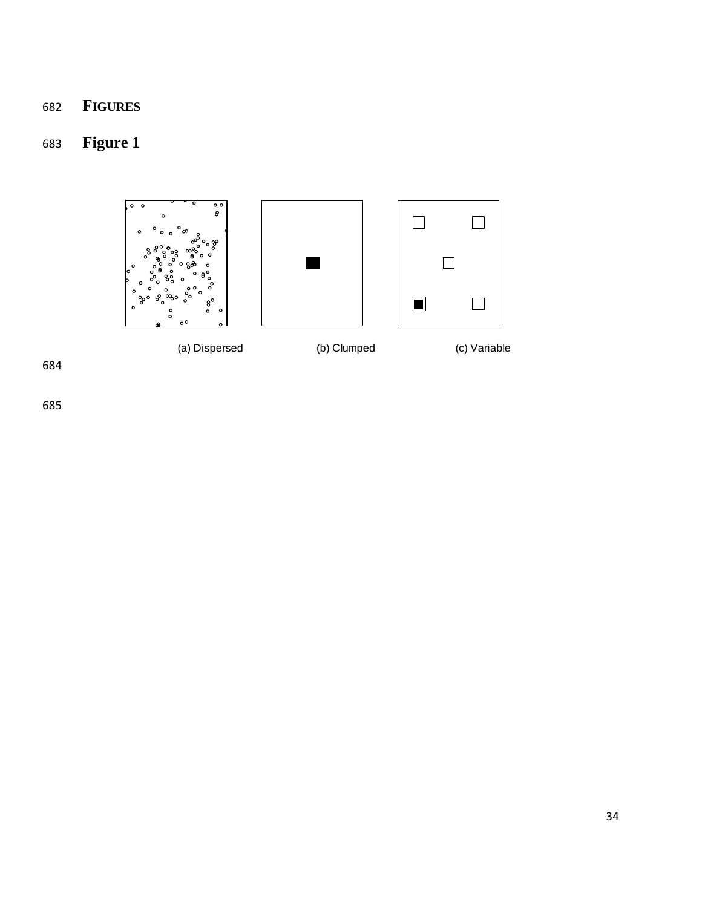**FIGURES**

**Figure 1**

(a) Dispersed

(b) Clumped

(c) Variable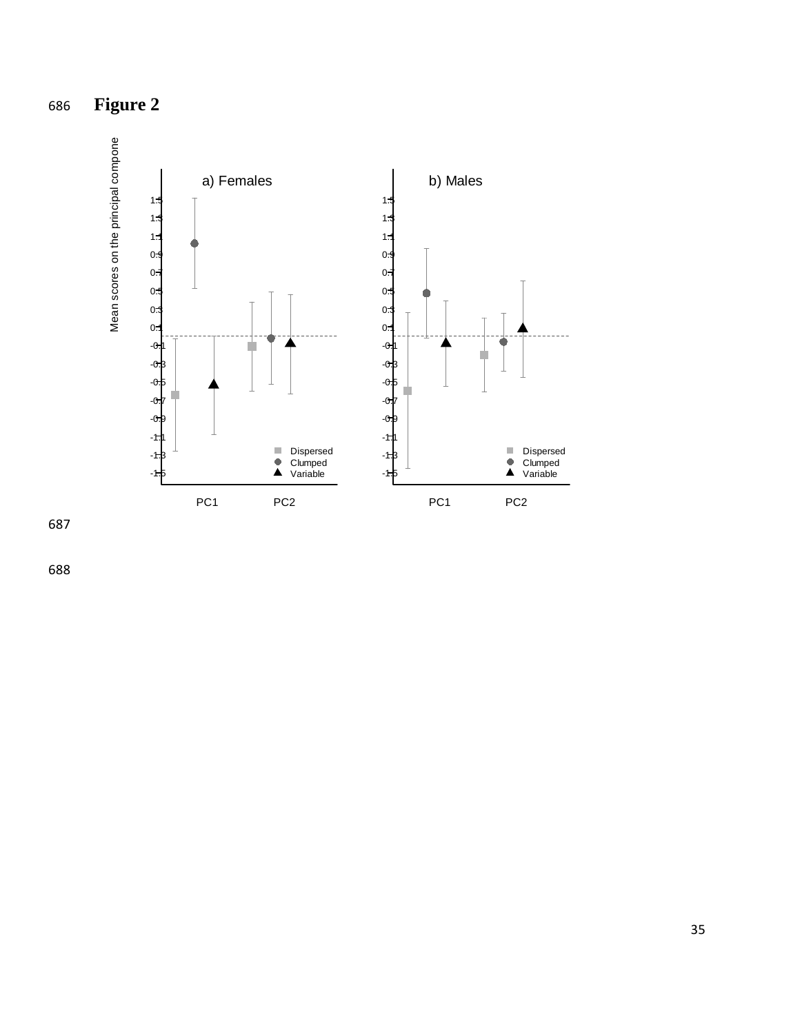**Figure 2**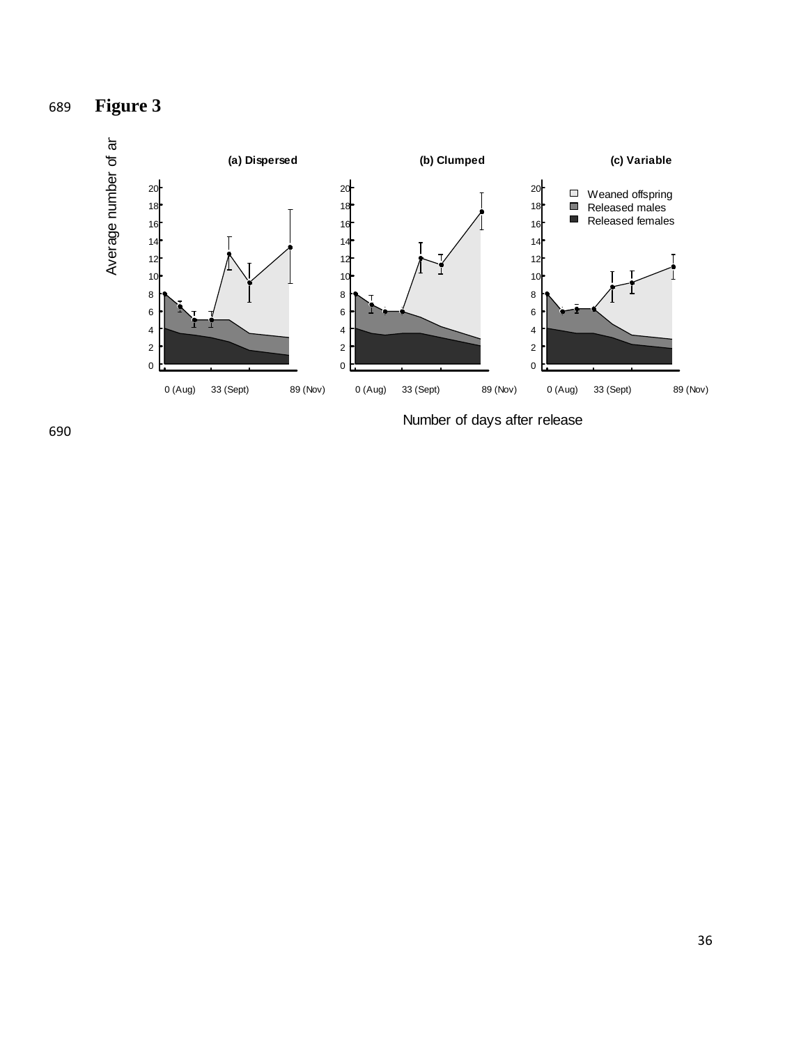**Figure 3**

(a) Dispersed

(b) Clumped

(c) Variable

Average number of ar

20
18
16
14
12
10
8
6
4
2
0

Weaned offspring
Released males
Released females

0 (Aug) 33 (Sept) 89 (Nov)

Number of days after release